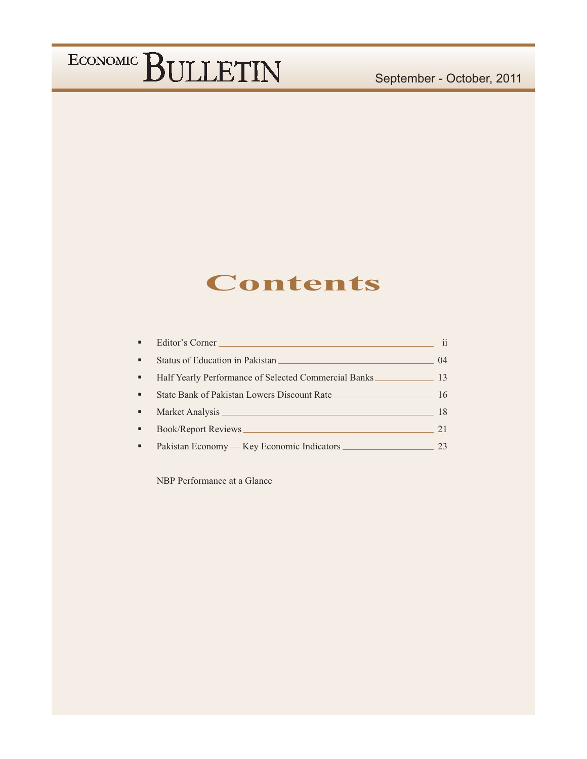# ECONOMIC BULLETIN

September - October, 2011

## Contents

- Editor's Corner ii
- Status of Education in Pakistan 04
- Half Yearly Performance of Selected Commercial Banks 13
- State Bank of Pakistan Lowers Discount Rate 16
- Market Analysis 18
- Book/Report Reviews 21
- Pakistan Economy — Key Economic Indicators 23

NBP Performance at a Glance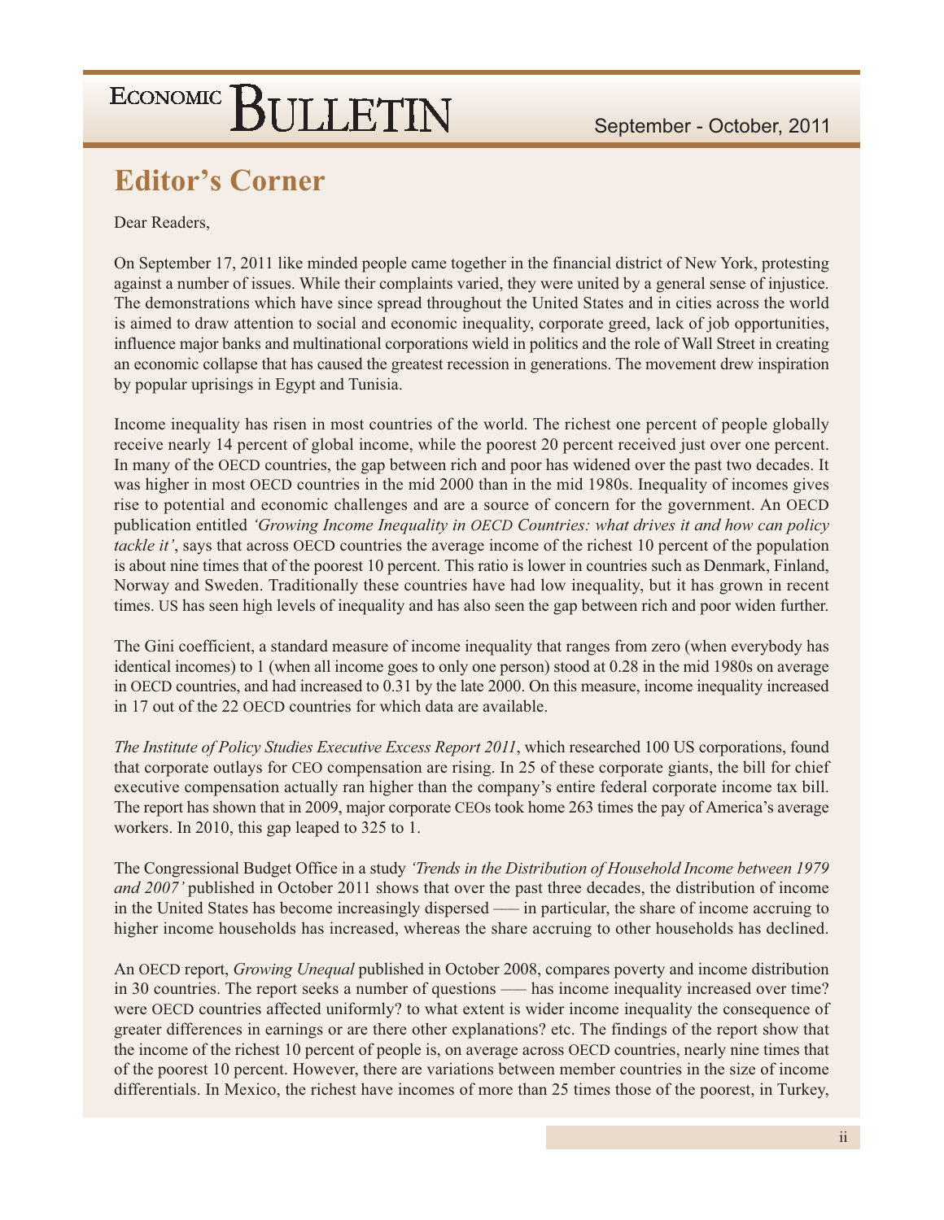## Editor's Corner

Dear Readers,

On September 17, 2011 like minded people came together in the financial district of New York, protesting against a number of issues. While their complaints varied, they were united by a general sense of injustice. The demonstrations which have since spread throughout the United States and in cities across the world is aimed to draw attention to social and economic inequality, corporate greed, lack of job opportunities, influence major banks and multinational corporations wield in politics and the role of Wall Street in creating an economic collapse that has caused the greatest recession in generations. The movement drew inspiration by popular uprisings in Egypt and Tunisia.

Income inequality has risen in most countries of the world. The richest one percent of people globally receive nearly 14 percent of global income, while the poorest 20 percent received just over one percent. In many of the OECD countries, the gap between rich and poor has widened over the past two decades. It was higher in most OECD countries in the mid 2000 than in the mid 1980s. Inequality of incomes gives rise to potential and economic challenges and are a source of concern for the government. An OECD publication entitled *'Growing Income Inequality in OECD Countries: what drives it and how can policy tackle it'*, says that across OECD countries the average income of the richest 10 percent of the population is about nine times that of the poorest 10 percent. This ratio is lower in countries such as Denmark, Finland, Norway and Sweden. Traditionally these countries have had low inequality, but it has grown in recent times. US has seen high levels of inequality and has also seen the gap between rich and poor widen further.

The Gini coefficient, a standard measure of income inequality that ranges from zero (when everybody has identical incomes) to 1 (when all income goes to only one person) stood at 0.28 in the mid 1980s on average in OECD countries, and had increased to 0.31 by the late 2000. On this measure, income inequality increased in 17 out of the 22 OECD countries for which data are available.

*The Institute of Policy Studies Executive Excess Report 2011*, which researched 100 US corporations, found that corporate outlays for CEO compensation are rising. In 25 of these corporate giants, the bill for chief executive compensation actually ran higher than the company's entire federal corporate income tax bill. The report has shown that in 2009, major corporate CEOs took home 263 times the pay of America's average workers. In 2010, this gap leaped to 325 to 1.

The Congressional Budget Office in a study *'Trends in the Distribution of Household Income between 1979 and 2007'* published in October 2011 shows that over the past three decades, the distribution of income in the United States has become increasingly dispersed —– in particular, the share of income accruing to higher income households has increased, whereas the share accruing to other households has declined.

An OECD report, *Growing Unequal* published in October 2008, compares poverty and income distribution in 30 countries. The report seeks a number of questions —– has income inequality increased over time? were OECD countries affected uniformly? to what extent is wider income inequality the consequence of greater differences in earnings or are there other explanations? etc. The findings of the report show that the income of the richest 10 percent of people is, on average across OECD countries, nearly nine times that of the poorest 10 percent. However, there are variations between member countries in the size of income differentials. In Mexico, the richest have incomes of more than 25 times those of the poorest, in Turkey,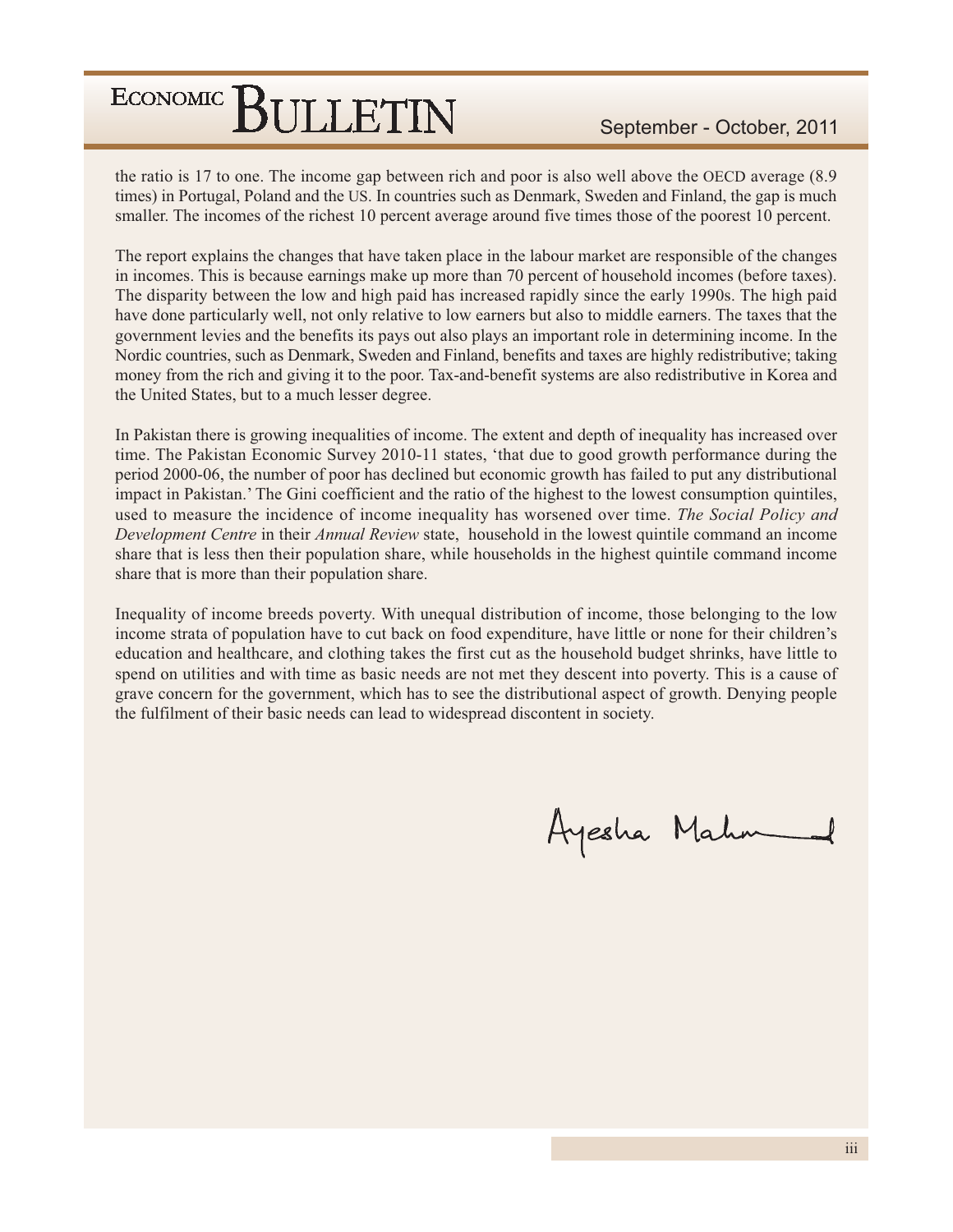the ratio is 17 to one. The income gap between rich and poor is also well above the OECD average (8.9 times) in Portugal, Poland and the US. In countries such as Denmark, Sweden and Finland, the gap is much smaller. The incomes of the richest 10 percent average around five times those of the poorest 10 percent.

The report explains the changes that have taken place in the labour market are responsible of the changes in incomes. This is because earnings make up more than 70 percent of household incomes (before taxes). The disparity between the low and high paid has increased rapidly since the early 1990s. The high paid have done particularly well, not only relative to low earners but also to middle earners. The taxes that the government levies and the benefits its pays out also plays an important role in determining income. In the Nordic countries, such as Denmark, Sweden and Finland, benefits and taxes are highly redistributive; taking money from the rich and giving it to the poor. Tax-and-benefit systems are also redistributive in Korea and the United States, but to a much lesser degree.

In Pakistan there is growing inequalities of income. The extent and depth of inequality has increased over time. The Pakistan Economic Survey 2010-11 states, 'that due to good growth performance during the period 2000-06, the number of poor has declined but economic growth has failed to put any distributional impact in Pakistan.' The Gini coefficient and the ratio of the highest to the lowest consumption quintiles, used to measure the incidence of income inequality has worsened over time. *The Social Policy and Development Centre* in their *Annual Review* state, household in the lowest quintile command an income share that is less then their population share, while households in the highest quintile command income share that is more than their population share.

Inequality of income breeds poverty. With unequal distribution of income, those belonging to the low income strata of population have to cut back on food expenditure, have little or none for their children's education and healthcare, and clothing takes the first cut as the household budget shrinks, have little to spend on utilities and with time as basic needs are not met they descent into poverty. This is a cause of grave concern for the government, which has to see the distributional aspect of growth. Denying people the fulfilment of their basic needs can lead to widespread discontent in society.

Ayesha Mahmud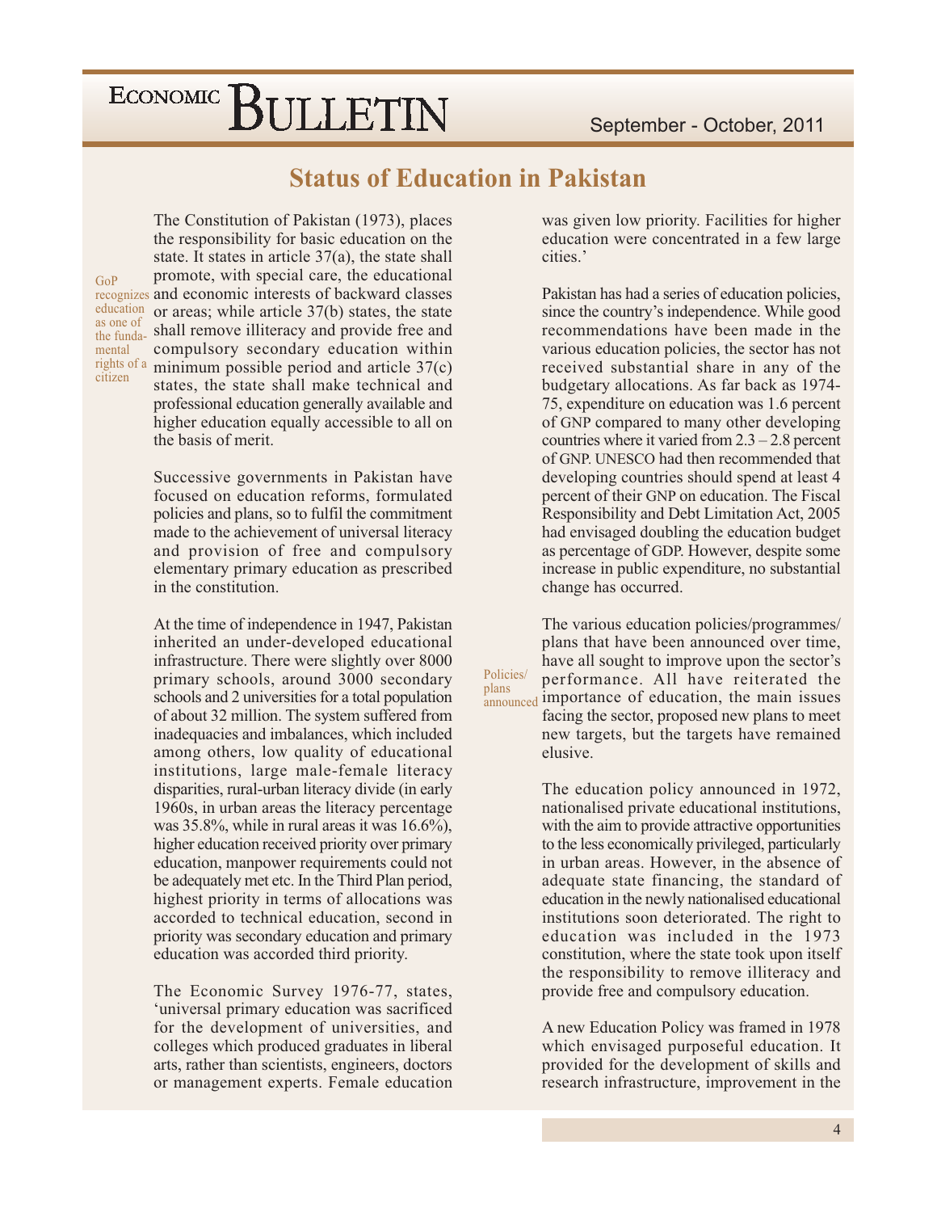# Status of Education in Pakistan

The Constitution of Pakistan (1973), places the responsibility for basic education on the state. It states in article 37(a), the state shall promote, with special care, the educational and economic interests of backward classes or areas; while article 37(b) states, the state shall remove illiteracy and provide free and compulsory secondary education within minimum possible period and article 37(c) states, the state shall make technical and professional education generally available and higher education equally accessible to all on the basis of merit.

*GoP recognizes education as one of the fundamental rights of a citizen*

Successive governments in Pakistan have focused on education reforms, formulated policies and plans, so to fulfil the commitment made to the achievement of universal literacy and provision of free and compulsory elementary primary education as prescribed in the constitution.

At the time of independence in 1947, Pakistan inherited an under-developed educational infrastructure. There were slightly over 8000 primary schools, around 3000 secondary schools and 2 universities for a total population of about 32 million. The system suffered from inadequacies and imbalances, which included among others, low quality of educational institutions, large male-female literacy disparities, rural-urban literacy divide (in early 1960s, in urban areas the literacy percentage was 35.8%, while in rural areas it was 16.6%), higher education received priority over primary education, manpower requirements could not be adequately met etc. In the Third Plan period, highest priority in terms of allocations was accorded to technical education, second in priority was secondary education and primary education was accorded third priority.

The Economic Survey 1976-77, states, 'universal primary education was sacrificed for the development of universities, and colleges which produced graduates in liberal arts, rather than scientists, engineers, doctors or management experts. Female education was given low priority. Facilities for higher education were concentrated in a few large cities.'

Pakistan has had a series of education policies, since the country's independence. While good recommendations have been made in the various education policies, the sector has not received substantial share in any of the budgetary allocations. As far back as 1974-75, expenditure on education was 1.6 percent of GNP compared to many other developing countries where it varied from 2.3 – 2.8 percent of GNP. UNESCO had then recommended that developing countries should spend at least 4 percent of their GNP on education. The Fiscal Responsibility and Debt Limitation Act, 2005 had envisaged doubling the education budget as percentage of GDP. However, despite some increase in public expenditure, no substantial change has occurred.

*Policies/ plans announced*

The various education policies/programmes/ plans that have been announced over time, have all sought to improve upon the sector's performance. All have reiterated the importance of education, the main issues facing the sector, proposed new plans to meet new targets, but the targets have remained elusive.

The education policy announced in 1972, nationalised private educational institutions, with the aim to provide attractive opportunities to the less economically privileged, particularly in urban areas. However, in the absence of adequate state financing, the standard of education in the newly nationalised educational institutions soon deteriorated. The right to education was included in the 1973 constitution, where the state took upon itself the responsibility to remove illiteracy and provide free and compulsory education.

A new Education Policy was framed in 1978 which envisaged purposeful education. It provided for the development of skills and research infrastructure, improvement in the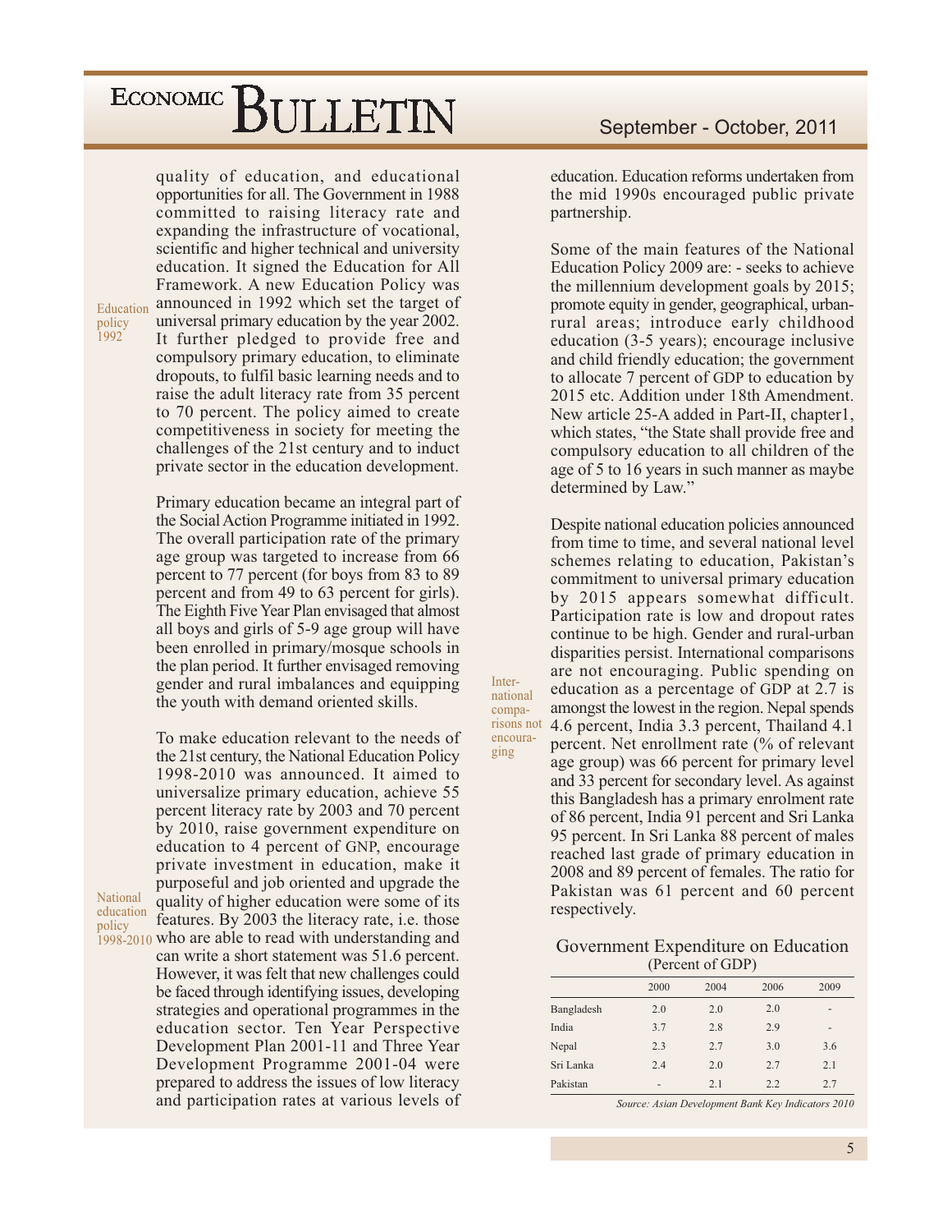quality of education, and educational opportunities for all. The Government in 1988 committed to raising literacy rate and expanding the infrastructure of vocational, scientific and higher technical and university education. It signed the Education for All Framework. A new Education Policy was announced in 1992 which set the target of universal primary education by the year 2002. It further pledged to provide free and compulsory primary education, to eliminate dropouts, to fulfil basic learning needs and to raise the adult literacy rate from 35 percent to 70 percent. The policy aimed to create competitiveness in society for meeting the challenges of the 21st century and to induct private sector in the education development.

*Education policy 1992*

Primary education became an integral part of the Social Action Programme initiated in 1992. The overall participation rate of the primary age group was targeted to increase from 66 percent to 77 percent (for boys from 83 to 89 percent and from 49 to 63 percent for girls). The Eighth Five Year Plan envisaged that almost all boys and girls of 5-9 age group will have been enrolled in primary/mosque schools in the plan period. It further envisaged removing gender and rural imbalances and equipping the youth with demand oriented skills.

To make education relevant to the needs of the 21st century, the National Education Policy 1998-2010 was announced. It aimed to universalize primary education, achieve 55 percent literacy rate by 2003 and 70 percent by 2010, raise government expenditure on education to 4 percent of GNP, encourage private investment in education, make it purposeful and job oriented and upgrade the quality of higher education were some of its features. By 2003 the literacy rate, i.e. those who are able to read with understanding and can write a short statement was 51.6 percent. However, it was felt that new challenges could be faced through identifying issues, developing strategies and operational programmes in the education sector. Ten Year Perspective Development Plan 2001-11 and Three Year Development Programme 2001-04 were prepared to address the issues of low literacy and participation rates at various levels of education. Education reforms undertaken from the mid 1990s encouraged public private partnership.

*National education policy 1998-2010*

Some of the main features of the National Education Policy 2009 are: - seeks to achieve the millennium development goals by 2015; promote equity in gender, geographical, urban-rural areas; introduce early childhood education (3-5 years); encourage inclusive and child friendly education; the government to allocate 7 percent of GDP to education by 2015 etc. Addition under 18th Amendment. New article 25-A added in Part-II, chapter1, which states, "the State shall provide free and compulsory education to all children of the age of 5 to 16 years in such manner as maybe determined by Law."

Despite national education policies announced from time to time, and several national level schemes relating to education, Pakistan's commitment to universal primary education by 2015 appears somewhat difficult. Participation rate is low and dropout rates continue to be high. Gender and rural-urban disparities persist. International comparisons are not encouraging. Public spending on education as a percentage of GDP at 2.7 is amongst the lowest in the region. Nepal spends 4.6 percent, India 3.3 percent, Thailand 4.1 percent. Net enrollment rate (% of relevant age group) was 66 percent for primary level and 33 percent for secondary level. As against this Bangladesh has a primary enrolment rate of 86 percent, India 91 percent and Sri Lanka 95 percent. In Sri Lanka 88 percent of males reached last grade of primary education in 2008 and 89 percent of females. The ratio for Pakistan was 61 percent and 60 percent respectively.

*International comparisons not encouraging*

### Government Expenditure on Education
(Percent of GDP)

| | 2000 | 2004 | 2006 | 2009 |
|---|---|---|---|---|
| Bangladesh | 2.0 | 2.0 | 2.0 | - |
| India | 3.7 | 2.8 | 2.9 | - |
| Nepal | 2.3 | 2.7 | 3.0 | 3.6 |
| Sri Lanka | 2.4 | 2.0 | 2.7 | 2.1 |
| Pakistan | - | 2.1 | 2.2 | 2.7 |

*Source: Asian Development Bank Key Indicators 2010*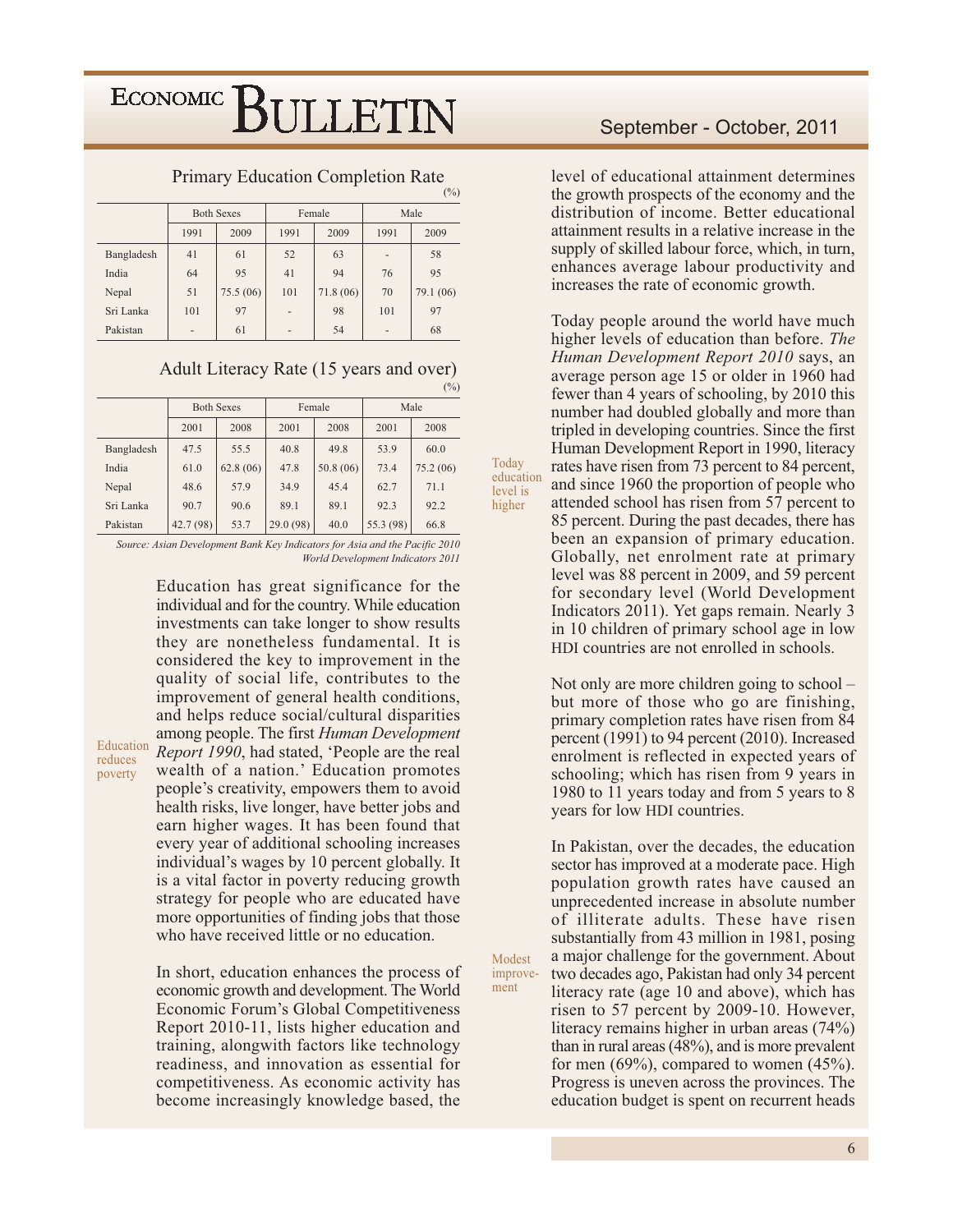### Primary Education Completion Rate

(%)

| | Both Sexes | | Female | | Male | |
|---|---|---|---|---|---|---|
| | 1991 | 2009 | 1991 | 2009 | 1991 | 2009 |
| Bangladesh | 41 | 61 | 52 | 63 | - | 58 |
| India | 64 | 95 | 41 | 94 | 76 | 95 |
| Nepal | 51 | 75.5 (06) | 101 | 71.8 (06) | 70 | 79.1 (06) |
| Sri Lanka | 101 | 97 | - | 98 | 101 | 97 |
| Pakistan | - | 61 | - | 54 | - | 68 |

### Adult Literacy Rate (15 years and over)

(%)

| | Both Sexes | | Female | | Male | |
|---|---|---|---|---|---|---|
| | 2001 | 2008 | 2001 | 2008 | 2001 | 2008 |
| Bangladesh | 47.5 | 55.5 | 40.8 | 49.8 | 53.9 | 60.0 |
| India | 61.0 | 62.8 (06) | 47.8 | 50.8 (06) | 73.4 | 75.2 (06) |
| Nepal | 48.6 | 57.9 | 34.9 | 45.4 | 62.7 | 71.1 |
| Sri Lanka | 90.7 | 90.6 | 89.1 | 89.1 | 92.3 | 92.2 |
| Pakistan | 42.7 (98) | 53.7 | 29.0 (98) | 40.0 | 55.3 (98) | 66.8 |

*Source: Asian Development Bank Key Indicators for Asia and the Pacific 2010*
*World Development Indicators 2011*

Education reduces poverty

Education has great significance for the individual and for the country. While education investments can take longer to show results they are nonetheless fundamental. It is considered the key to improvement in the quality of social life, contributes to the improvement of general health conditions, and helps reduce social/cultural disparities among people. The first *Human Development Report 1990*, had stated, 'People are the real wealth of a nation.' Education promotes people's creativity, empowers them to avoid health risks, live longer, have better jobs and earn higher wages. It has been found that every year of additional schooling increases individual's wages by 10 percent globally. It is a vital factor in poverty reducing growth strategy for people who are educated have more opportunities of finding jobs that those who have received little or no education.

In short, education enhances the process of economic growth and development. The World Economic Forum's Global Competitiveness Report 2010-11, lists higher education and training, alongwith factors like technology readiness, and innovation as essential for competitiveness. As economic activity has become increasingly knowledge based, the level of educational attainment determines the growth prospects of the economy and the distribution of income. Better educational attainment results in a relative increase in the supply of skilled labour force, which, in turn, enhances average labour productivity and increases the rate of economic growth.

Today education level is higher

Today people around the world have much higher levels of education than before. *The Human Development Report 2010* says, an average person age 15 or older in 1960 had fewer than 4 years of schooling, by 2010 this number had doubled globally and more than tripled in developing countries. Since the first Human Development Report in 1990, literacy rates have risen from 73 percent to 84 percent, and since 1960 the proportion of people who attended school has risen from 57 percent to 85 percent. During the past decades, there has been an expansion of primary education. Globally, net enrolment rate at primary level was 88 percent in 2009, and 59 percent for secondary level (World Development Indicators 2011). Yet gaps remain. Nearly 3 in 10 children of primary school age in low HDI countries are not enrolled in schools.

Not only are more children going to school – but more of those who go are finishing, primary completion rates have risen from 84 percent (1991) to 94 percent (2010). Increased enrolment is reflected in expected years of schooling; which has risen from 9 years in 1980 to 11 years today and from 5 years to 8 years for low HDI countries.

Modest improvement

In Pakistan, over the decades, the education sector has improved at a moderate pace. High population growth rates have caused an unprecedented increase in absolute number of illiterate adults. These have risen substantially from 43 million in 1981, posing a major challenge for the government. About two decades ago, Pakistan had only 34 percent literacy rate (age 10 and above), which has risen to 57 percent by 2009-10. However, literacy remains higher in urban areas (74%) than in rural areas (48%), and is more prevalent for men (69%), compared to women (45%). Progress is uneven across the provinces. The education budget is spent on recurrent heads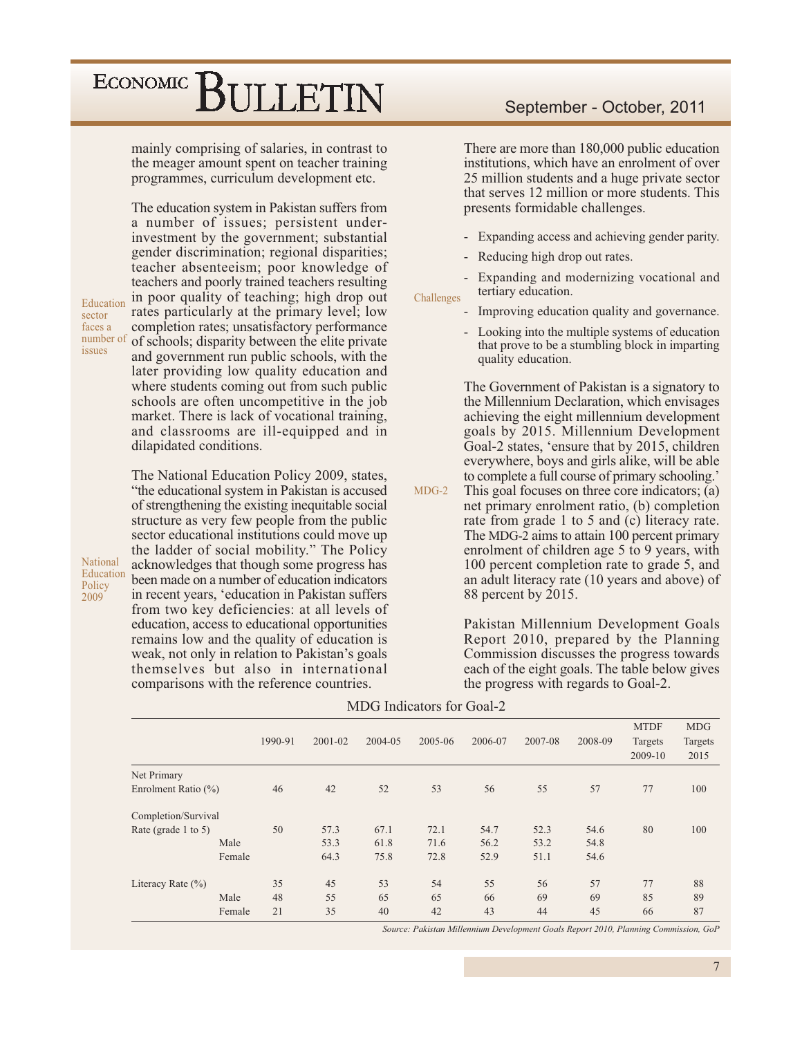mainly comprising of salaries, in contrast to the meager amount spent on teacher training programmes, curriculum development etc.

Education sector faces a number of issues

The education system in Pakistan suffers from a number of issues; persistent under-investment by the government; substantial gender discrimination; regional disparities; teacher absenteeism; poor knowledge of teachers and poorly trained teachers resulting in poor quality of teaching; high drop out rates particularly at the primary level; low completion rates; unsatisfactory performance of schools; disparity between the elite private and government run public schools, with the later providing low quality education and where students coming out from such public schools are often uncompetitive in the job market. There is lack of vocational training, and classrooms are ill-equipped and in dilapidated conditions.

National Education Policy 2009

The National Education Policy 2009, states, "the educational system in Pakistan is accused of strengthening the existing inequitable social structure as very few people from the public sector educational institutions could move up the ladder of social mobility." The Policy acknowledges that though some progress has been made on a number of education indicators in recent years, 'education in Pakistan suffers from two key deficiencies: at all levels of education, access to educational opportunities remains low and the quality of education is weak, not only in relation to Pakistan's goals themselves but also in international comparisons with the reference countries.

There are more than 180,000 public education institutions, which have an enrolment of over 25 million students and a huge private sector that serves 12 million or more students. This presents formidable challenges.

Challenges

- Expanding access and achieving gender parity.
- Reducing high drop out rates.
- Expanding and modernizing vocational and tertiary education.
- Improving education quality and governance.
- Looking into the multiple systems of education that prove to be a stumbling block in imparting quality education.

MDG-2

The Government of Pakistan is a signatory to the Millennium Declaration, which envisages achieving the eight millennium development goals by 2015. Millennium Development Goal-2 states, 'ensure that by 2015, children everywhere, boys and girls alike, will be able to complete a full course of primary schooling.' This goal focuses on three core indicators; (a) net primary enrolment ratio, (b) completion rate from grade 1 to 5 and (c) literacy rate. The MDG-2 aims to attain 100 percent primary enrolment of children age 5 to 9 years, with 100 percent completion rate to grade 5, and an adult literacy rate (10 years and above) of 88 percent by 2015.

Pakistan Millennium Development Goals Report 2010, prepared by the Planning Commission discusses the progress towards each of the eight goals. The table below gives the progress with regards to Goal-2.

MDG Indicators for Goal-2

| | | 1990-91 | 2001-02 | 2004-05 | 2005-06 | 2006-07 | 2007-08 | 2008-09 | MTDF Targets 2009-10 | MDG Targets 2015 |
|---|---|---|---|---|---|---|---|---|---|---|
| Net Primary Enrolment Ratio (%) | | 46 | 42 | 52 | 53 | 56 | 55 | 57 | 77 | 100 |
| Completion/Survival Rate (grade 1 to 5) | | 50 | 57.3 | 67.1 | 72.1 | 54.7 | 52.3 | 54.6 | 80 | 100 |
| | Male | | 53.3 | 61.8 | 71.6 | 56.2 | 53.2 | 54.8 | | |
| | Female | | 64.3 | 75.8 | 72.8 | 52.9 | 51.1 | 54.6 | | |
| Literacy Rate (%) | | 35 | 45 | 53 | 54 | 55 | 56 | 57 | 77 | 88 |
| | Male | 48 | 55 | 65 | 65 | 66 | 69 | 69 | 85 | 89 |
| | Female | 21 | 35 | 40 | 42 | 43 | 44 | 45 | 66 | 87 |

*Source: Pakistan Millennium Development Goals Report 2010, Planning Commission, GoP*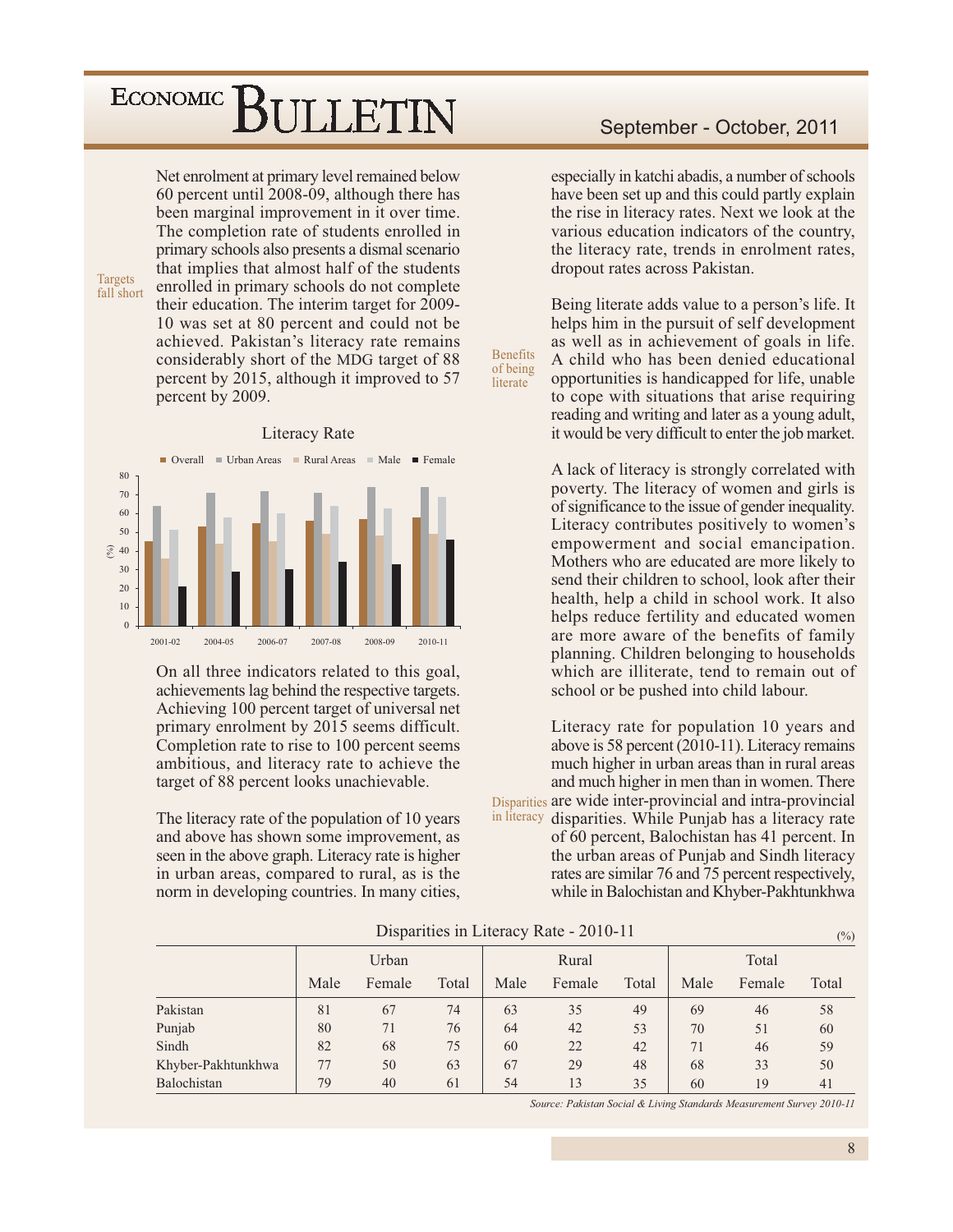Net enrolment at primary level remained below 60 percent until 2008-09, although there has been marginal improvement in it over time. The completion rate of students enrolled in primary schools also presents a dismal scenario that implies that almost half of the students enrolled in primary schools do not complete their education. The interim target for 2009-10 was set at 80 percent and could not be achieved. Pakistan's literacy rate remains considerably short of the MDG target of 88 percent by 2015, although it improved to 57 percent by 2009.

*Targets fall short*

**Literacy Rate**

(Chart legend: Overall, Urban Areas, Rural Areas, Male, Female; y-axis (%) 0–80; years 2001-02, 2004-05, 2006-07, 2007-08, 2008-09, 2010-11)

On all three indicators related to this goal, achievements lag behind the respective targets. Achieving 100 percent target of universal net primary enrolment by 2015 seems difficult. Completion rate to rise to 100 percent seems ambitious, and literacy rate to achieve the target of 88 percent looks unachievable.

The literacy rate of the population of 10 years and above has shown some improvement, as seen in the above graph. Literacy rate is higher in urban areas, compared to rural, as is the norm in developing countries. In many cities, especially in katchi abadis, a number of schools have been set up and this could partly explain the rise in literacy rates. Next we look at the various education indicators of the country, the literacy rate, trends in enrolment rates, dropout rates across Pakistan.

*Benefits of being literate*

Being literate adds value to a person's life. It helps him in the pursuit of self development as well as in achievement of goals in life. A child who has been denied educational opportunities is handicapped for life, unable to cope with situations that arise requiring reading and writing and later as a young adult, it would be very difficult to enter the job market.

A lack of literacy is strongly correlated with poverty. The literacy of women and girls is of significance to the issue of gender inequality. Literacy contributes positively to women's empowerment and social emancipation. Mothers who are educated are more likely to send their children to school, look after their health, help a child in school work. It also helps reduce fertility and educated women are more aware of the benefits of family planning. Children belonging to households which are illiterate, tend to remain out of school or be pushed into child labour.

*Disparities in literacy*

Literacy rate for population 10 years and above is 58 percent (2010-11). Literacy remains much higher in urban areas than in rural areas and much higher in men than in women. There are wide inter-provincial and intra-provincial disparities. While Punjab has a literacy rate of 60 percent, Balochistan has 41 percent. In the urban areas of Punjab and Sindh literacy rates are similar 76 and 75 percent respectively, while in Balochistan and Khyber-Pakhtunkhwa

**Disparities in Literacy Rate - 2010-11**

(%)

| | Urban | | | Rural | | | Total | | |
|---|---|---|---|---|---|---|---|---|---|
| | Male | Female | Total | Male | Female | Total | Male | Female | Total |
| Pakistan | 81 | 67 | 74 | 63 | 35 | 49 | 69 | 46 | 58 |
| Punjab | 80 | 71 | 76 | 64 | 42 | 53 | 70 | 51 | 60 |
| Sindh | 82 | 68 | 75 | 60 | 22 | 42 | 71 | 46 | 59 |
| Khyber-Pakhtunkhwa | 77 | 50 | 63 | 67 | 29 | 48 | 68 | 33 | 50 |
| Balochistan | 79 | 40 | 61 | 54 | 13 | 35 | 60 | 19 | 41 |

*Source: Pakistan Social & Living Standards Measurement Survey 2010-11*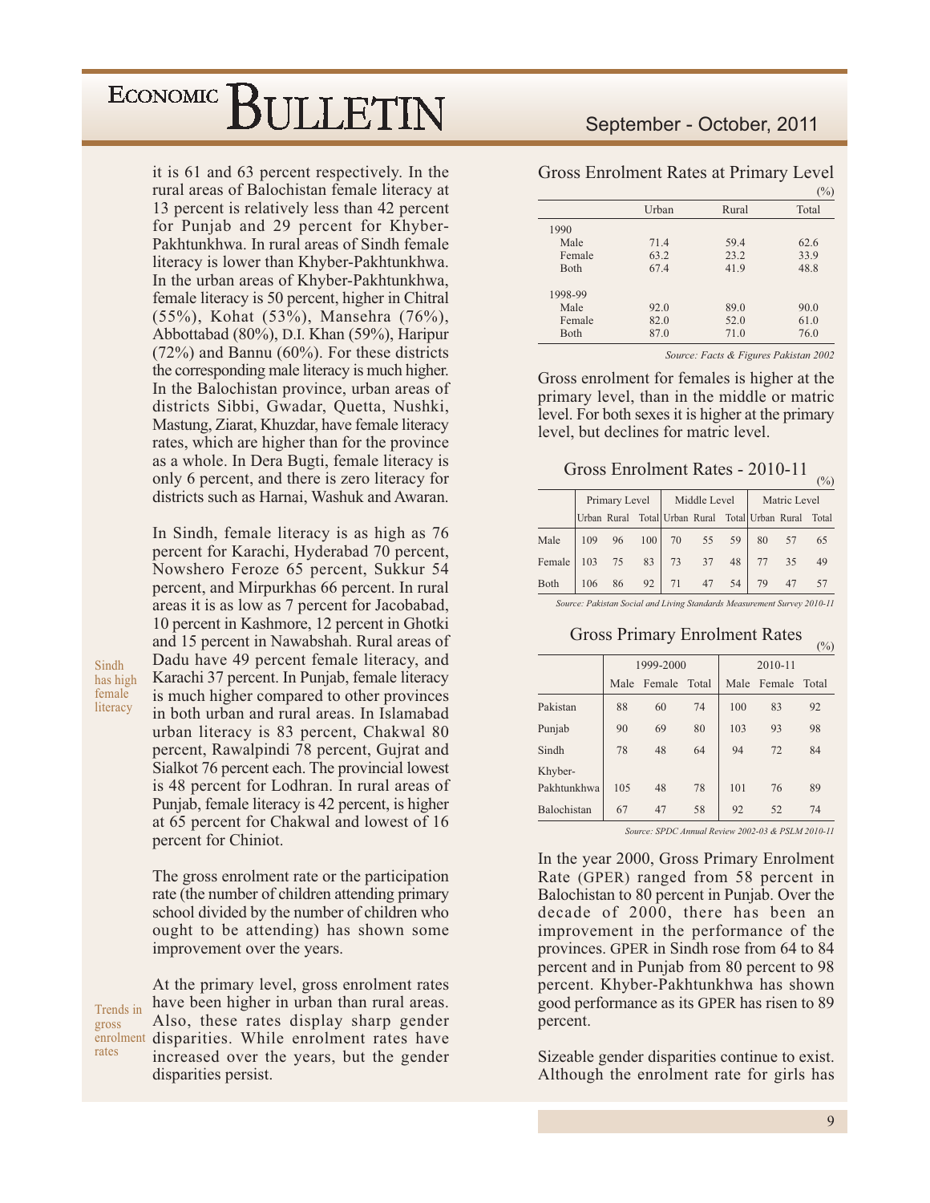it is 61 and 63 percent respectively. In the rural areas of Balochistan female literacy at 13 percent is relatively less than 42 percent for Punjab and 29 percent for Khyber-Pakhtunkhwa. In rural areas of Sindh female literacy is lower than Khyber-Pakhtunkhwa. In the urban areas of Khyber-Pakhtunkhwa, female literacy is 50 percent, higher in Chitral (55%), Kohat (53%), Mansehra (76%), Abbottabad (80%), D.I. Khan (59%), Haripur (72%) and Bannu (60%). For these districts the corresponding male literacy is much higher. In the Balochistan province, urban areas of districts Sibbi, Gwadar, Quetta, Nushki, Mastung, Ziarat, Khuzdar, have female literacy rates, which are higher than for the province as a whole. In Dera Bugti, female literacy is only 6 percent, and there is zero literacy for districts such as Harnai, Washuk and Awaran.

Sindh has high female literacy

In Sindh, female literacy is as high as 76 percent for Karachi, Hyderabad 70 percent, Nowshero Feroze 65 percent, Sukkur 54 percent, and Mirpurkhas 66 percent. In rural areas it is as low as 7 percent for Jacobabad, 10 percent in Kashmore, 12 percent in Ghotki and 15 percent in Nawabshah. Rural areas of Dadu have 49 percent female literacy, and Karachi 37 percent. In Punjab, female literacy is much higher compared to other provinces in both urban and rural areas. In Islamabad urban literacy is 83 percent, Chakwal 80 percent, Rawalpindi 78 percent, Gujrat and Sialkot 76 percent each. The provincial lowest is 48 percent for Lodhran. In rural areas of Punjab, female literacy is 42 percent, is higher at 65 percent for Chakwal and lowest of 16 percent for Chiniot.

The gross enrolment rate or the participation rate (the number of children attending primary school divided by the number of children who ought to be attending) has shown some improvement over the years.

Trends in gross enrolment rates

At the primary level, gross enrolment rates have been higher in urban than rural areas. Also, these rates display sharp gender disparities. While enrolment rates have increased over the years, but the gender disparities persist.

### Gross Enrolment Rates at Primary Level

(%)

| | Urban | Rural | Total |
|---|---|---|---|
| **1990** | | | |
| Male | 71.4 | 59.4 | 62.6 |
| Female | 63.2 | 23.2 | 33.9 |
| Both | 67.4 | 41.9 | 48.8 |
| **1998-99** | | | |
| Male | 92.0 | 89.0 | 90.0 |
| Female | 82.0 | 52.0 | 61.0 |
| Both | 87.0 | 71.0 | 76.0 |

*Source: Facts & Figures Pakistan 2002*

Gross enrolment for females is higher at the primary level, than in the middle or matric level. For both sexes it is higher at the primary level, but declines for matric level.

### Gross Enrolment Rates - 2010-11

(%)

| | Primary Level | | | Middle Level | | | Matric Level | | |
|---|---|---|---|---|---|---|---|---|---|
| | Urban | Rural | Total | Urban | Rural | Total | Urban | Rural | Total |
| Male | 109 | 96 | 100 | 70 | 55 | 59 | 80 | 57 | 65 |
| Female | 103 | 75 | 83 | 73 | 37 | 48 | 77 | 35 | 49 |
| Both | 106 | 86 | 92 | 71 | 47 | 54 | 79 | 47 | 57 |

*Source: Pakistan Social and Living Standards Measurement Survey 2010-11*

### Gross Primary Enrolment Rates

(%)

| | 1999-2000 | | | 2010-11 | | |
|---|---|---|---|---|---|---|
| | Male | Female | Total | Male | Female | Total |
| Pakistan | 88 | 60 | 74 | 100 | 83 | 92 |
| Punjab | 90 | 69 | 80 | 103 | 93 | 98 |
| Sindh | 78 | 48 | 64 | 94 | 72 | 84 |
| Khyber-Pakhtunkhwa | 105 | 48 | 78 | 101 | 76 | 89 |
| Balochistan | 67 | 47 | 58 | 92 | 52 | 74 |

*Source: SPDC Annual Review 2002-03 & PSLM 2010-11*

In the year 2000, Gross Primary Enrolment Rate (GPER) ranged from 58 percent in Balochistan to 80 percent in Punjab. Over the decade of 2000, there has been an improvement in the performance of the provinces. GPER in Sindh rose from 64 to 84 percent and in Punjab from 80 percent to 98 percent. Khyber-Pakhtunkhwa has shown good performance as its GPER has risen to 89 percent.

Sizeable gender disparities continue to exist. Although the enrolment rate for girls has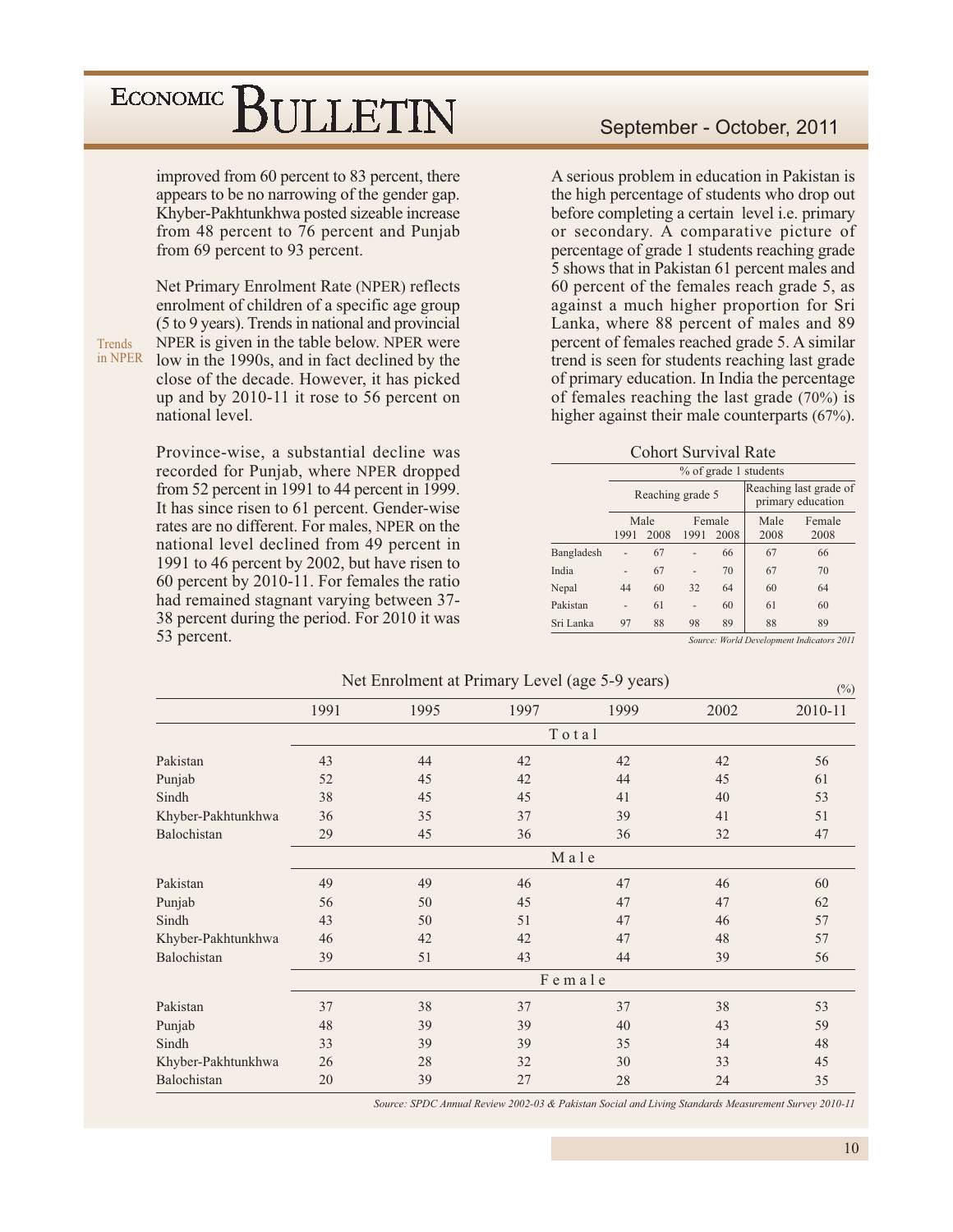improved from 60 percent to 83 percent, there appears to be no narrowing of the gender gap. Khyber-Pakhtunkhwa posted sizeable increase from 48 percent to 76 percent and Punjab from 69 percent to 93 percent.

Trends in NPER

Net Primary Enrolment Rate (NPER) reflects enrolment of children of a specific age group (5 to 9 years). Trends in national and provincial NPER is given in the table below. NPER were low in the 1990s, and in fact declined by the close of the decade. However, it has picked up and by 2010-11 it rose to 56 percent on national level.

Province-wise, a substantial decline was recorded for Punjab, where NPER dropped from 52 percent in 1991 to 44 percent in 1999. It has since risen to 61 percent. Gender-wise rates are no different. For males, NPER on the national level declined from 49 percent in 1991 to 46 percent by 2002, but have risen to 60 percent by 2010-11. For females the ratio had remained stagnant varying between 37-38 percent during the period. For 2010 it was 53 percent.

A serious problem in education in Pakistan is the high percentage of students who drop out before completing a certain level i.e. primary or secondary. A comparative picture of percentage of grade 1 students reaching grade 5 shows that in Pakistan 61 percent males and 60 percent of the females reach grade 5, as against a much higher proportion for Sri Lanka, where 88 percent of males and 89 percent of females reached grade 5. A similar trend is seen for students reaching last grade of primary education. In India the percentage of females reaching the last grade (70%) is higher against their male counterparts (67%).

**Cohort Survival Rate**

| | % of grade 1 students | | | | | |
|---|---|---|---|---|---|---|
| | Reaching grade 5 | | | | Reaching last grade of primary education | |
| | Male | | Female | | Male | Female |
| | 1991 | 2008 | 1991 | 2008 | 2008 | 2008 |
| Bangladesh | - | 67 | - | 66 | 67 | 66 |
| India | - | 67 | - | 70 | 67 | 70 |
| Nepal | 44 | 60 | 32 | 64 | 60 | 64 |
| Pakistan | - | 61 | - | 60 | 61 | 60 |
| Sri Lanka | 97 | 88 | 98 | 89 | 88 | 89 |

*Source: World Development Indicators 2011*

**Net Enrolment at Primary Level (age 5-9 years)**

(%)

| | 1991 | 1995 | 1997 | 1999 | 2002 | 2010-11 |
|---|---|---|---|---|---|---|
| **Total** | | | | | | |
| Pakistan | 43 | 44 | 42 | 42 | 42 | 56 |
| Punjab | 52 | 45 | 42 | 44 | 45 | 61 |
| Sindh | 38 | 45 | 45 | 41 | 40 | 53 |
| Khyber-Pakhtunkhwa | 36 | 35 | 37 | 39 | 41 | 51 |
| Balochistan | 29 | 45 | 36 | 36 | 32 | 47 |
| **Male** | | | | | | |
| Pakistan | 49 | 49 | 46 | 47 | 46 | 60 |
| Punjab | 56 | 50 | 45 | 47 | 47 | 62 |
| Sindh | 43 | 50 | 51 | 47 | 46 | 57 |
| Khyber-Pakhtunkhwa | 46 | 42 | 42 | 47 | 48 | 57 |
| Balochistan | 39 | 51 | 43 | 44 | 39 | 56 |
| **Female** | | | | | | |
| Pakistan | 37 | 38 | 37 | 37 | 38 | 53 |
| Punjab | 48 | 39 | 39 | 40 | 43 | 59 |
| Sindh | 33 | 39 | 39 | 35 | 34 | 48 |
| Khyber-Pakhtunkhwa | 26 | 28 | 32 | 30 | 33 | 45 |
| Balochistan | 20 | 39 | 27 | 28 | 24 | 35 |

*Source: SPDC Annual Review 2002-03 & Pakistan Social and Living Standards Measurement Survey 2010-11*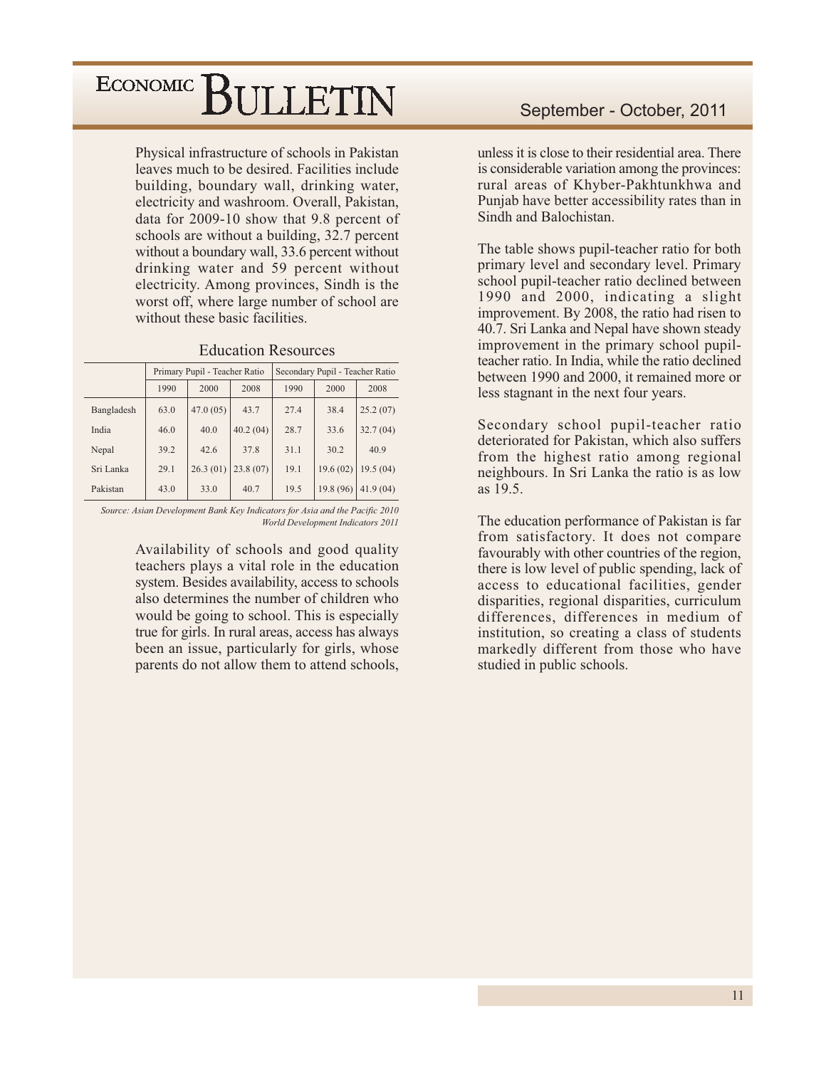Physical infrastructure of schools in Pakistan leaves much to be desired. Facilities include building, boundary wall, drinking water, electricity and washroom. Overall, Pakistan, data for 2009-10 show that 9.8 percent of schools are without a building, 32.7 percent without a boundary wall, 33.6 percent without drinking water and 59 percent without electricity. Among provinces, Sindh is the worst off, where large number of school are without these basic facilities.

**Education Resources**

| | Primary Pupil - Teacher Ratio | | | Secondary Pupil - Teacher Ratio | | |
|---|---|---|---|---|---|---|
| | 1990 | 2000 | 2008 | 1990 | 2000 | 2008 |
| Bangladesh | 63.0 | 47.0 (05) | 43.7 | 27.4 | 38.4 | 25.2 (07) |
| India | 46.0 | 40.0 | 40.2 (04) | 28.7 | 33.6 | 32.7 (04) |
| Nepal | 39.2 | 42.6 | 37.8 | 31.1 | 30.2 | 40.9 |
| Sri Lanka | 29.1 | 26.3 (01) | 23.8 (07) | 19.1 | 19.6 (02) | 19.5 (04) |
| Pakistan | 43.0 | 33.0 | 40.7 | 19.5 | 19.8 (96) | 41.9 (04) |

*Source: Asian Development Bank Key Indicators for Asia and the Pacific 2010*
*World Development Indicators 2011*

Availability of schools and good quality teachers plays a vital role in the education system. Besides availability, access to schools also determines the number of children who would be going to school. This is especially true for girls. In rural areas, access has always been an issue, particularly for girls, whose parents do not allow them to attend schools, unless it is close to their residential area. There is considerable variation among the provinces: rural areas of Khyber-Pakhtunkhwa and Punjab have better accessibility rates than in Sindh and Balochistan.

The table shows pupil-teacher ratio for both primary level and secondary level. Primary school pupil-teacher ratio declined between 1990 and 2000, indicating a slight improvement. By 2008, the ratio had risen to 40.7. Sri Lanka and Nepal have shown steady improvement in the primary school pupil-teacher ratio. In India, while the ratio declined between 1990 and 2000, it remained more or less stagnant in the next four years.

Secondary school pupil-teacher ratio deteriorated for Pakistan, which also suffers from the highest ratio among regional neighbours. In Sri Lanka the ratio is as low as 19.5.

The education performance of Pakistan is far from satisfactory. It does not compare favourably with other countries of the region, there is low level of public spending, lack of access to educational facilities, gender disparities, regional disparities, curriculum differences, differences in medium of institution, so creating a class of students markedly different from those who have studied in public schools.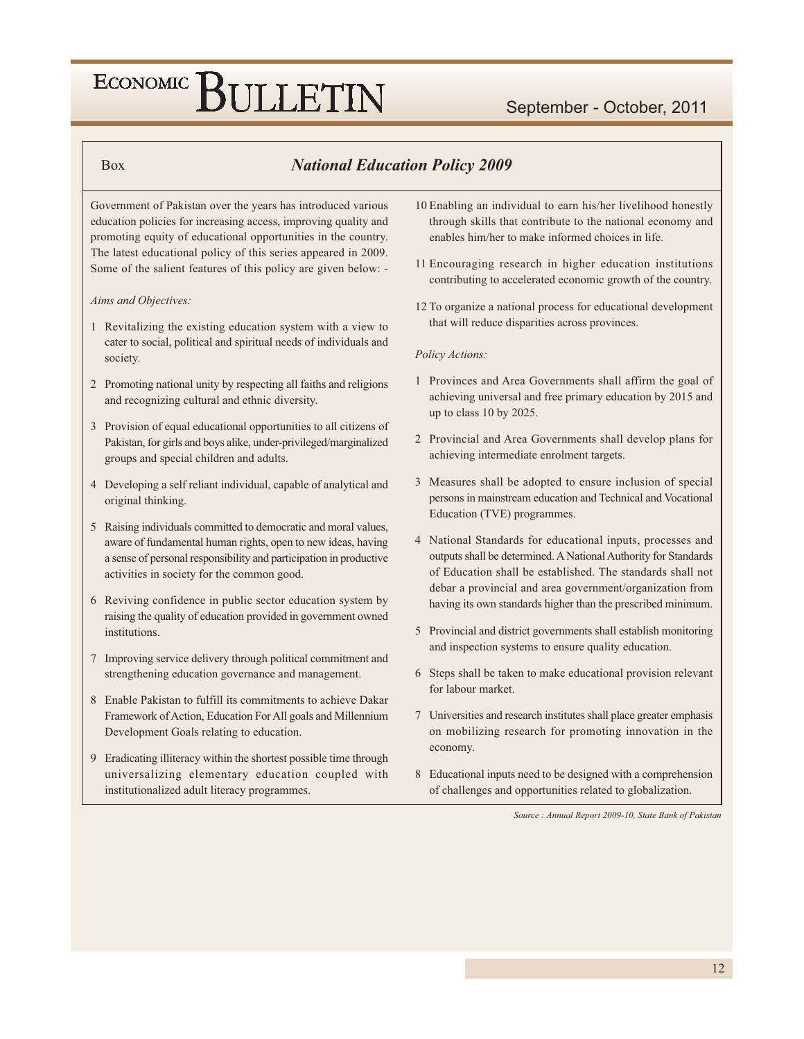Box

## *National Education Policy 2009*

Government of Pakistan over the years has introduced various education policies for increasing access, improving quality and promoting equity of educational opportunities in the country. The latest educational policy of this series appeared in 2009. Some of the salient features of this policy are given below: -

*Aims and Objectives:*

1. Revitalizing the existing education system with a view to cater to social, political and spiritual needs of individuals and society.
2. Promoting national unity by respecting all faiths and religions and recognizing cultural and ethnic diversity.
3. Provision of equal educational opportunities to all citizens of Pakistan, for girls and boys alike, under-privileged/marginalized groups and special children and adults.
4. Developing a self reliant individual, capable of analytical and original thinking.
5. Raising individuals committed to democratic and moral values, aware of fundamental human rights, open to new ideas, having a sense of personal responsibility and participation in productive activities in society for the common good.
6. Reviving confidence in public sector education system by raising the quality of education provided in government owned institutions.
7. Improving service delivery through political commitment and strengthening education governance and management.
8. Enable Pakistan to fulfill its commitments to achieve Dakar Framework of Action, Education For All goals and Millennium Development Goals relating to education.
9. Eradicating illiteracy within the shortest possible time through universalizing elementary education coupled with institutionalized adult literacy programmes.
10. Enabling an individual to earn his/her livelihood honestly through skills that contribute to the national economy and enables him/her to make informed choices in life.
11. Encouraging research in higher education institutions contributing to accelerated economic growth of the country.
12. To organize a national process for educational development that will reduce disparities across provinces.

*Policy Actions:*

1. Provinces and Area Governments shall affirm the goal of achieving universal and free primary education by 2015 and up to class 10 by 2025.
2. Provincial and Area Governments shall develop plans for achieving intermediate enrolment targets.
3. Measures shall be adopted to ensure inclusion of special persons in mainstream education and Technical and Vocational Education (TVE) programmes.
4. National Standards for educational inputs, processes and outputs shall be determined. A National Authority for Standards of Education shall be established. The standards shall not debar a provincial and area government/organization from having its own standards higher than the prescribed minimum.
5. Provincial and district governments shall establish monitoring and inspection systems to ensure quality education.
6. Steps shall be taken to make educational provision relevant for labour market.
7. Universities and research institutes shall place greater emphasis on mobilizing research for promoting innovation in the economy.
8. Educational inputs need to be designed with a comprehension of challenges and opportunities related to globalization.

*Source : Annual Report 2009-10, State Bank of Pakistan*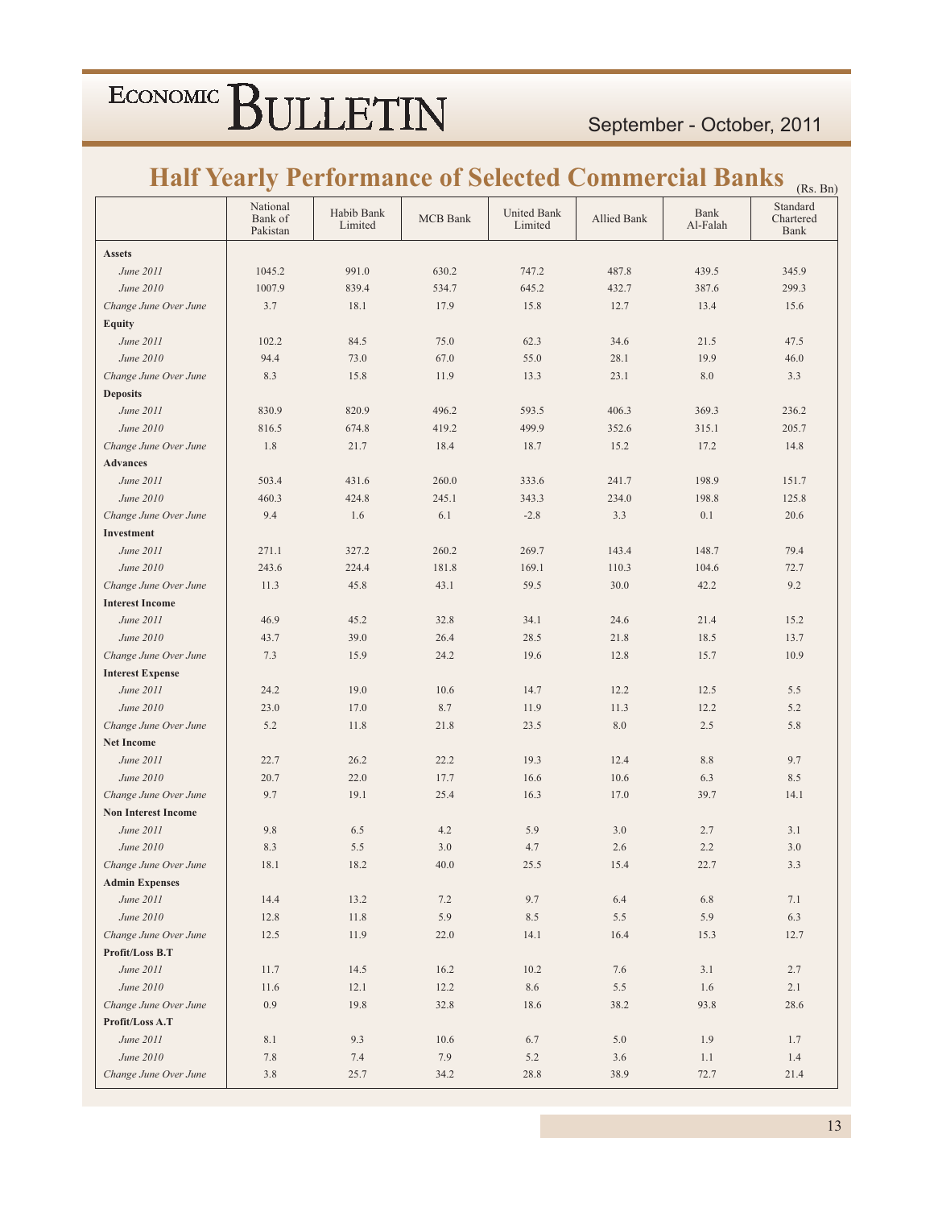# Half Yearly Performance of Selected Commercial Banks

(Rs. Bn)

| | National Bank of Pakistan | Habib Bank Limited | MCB Bank | United Bank Limited | Allied Bank | Bank Al-Falah | Standard Chartered Bank |
|---|---|---|---|---|---|---|---|
| **Assets** | | | | | | | |
| *June 2011* | 1045.2 | 991.0 | 630.2 | 747.2 | 487.8 | 439.5 | 345.9 |
| *June 2010* | 1007.9 | 839.4 | 534.7 | 645.2 | 432.7 | 387.6 | 299.3 |
| *Change June Over June* | 3.7 | 18.1 | 17.9 | 15.8 | 12.7 | 13.4 | 15.6 |
| **Equity** | | | | | | | |
| *June 2011* | 102.2 | 84.5 | 75.0 | 62.3 | 34.6 | 21.5 | 47.5 |
| *June 2010* | 94.4 | 73.0 | 67.0 | 55.0 | 28.1 | 19.9 | 46.0 |
| *Change June Over June* | 8.3 | 15.8 | 11.9 | 13.3 | 23.1 | 8.0 | 3.3 |
| **Deposits** | | | | | | | |
| *June 2011* | 830.9 | 820.9 | 496.2 | 593.5 | 406.3 | 369.3 | 236.2 |
| *June 2010* | 816.5 | 674.8 | 419.2 | 499.9 | 352.6 | 315.1 | 205.7 |
| *Change June Over June* | 1.8 | 21.7 | 18.4 | 18.7 | 15.2 | 17.2 | 14.8 |
| **Advances** | | | | | | | |
| *June 2011* | 503.4 | 431.6 | 260.0 | 333.6 | 241.7 | 198.9 | 151.7 |
| *June 2010* | 460.3 | 424.8 | 245.1 | 343.3 | 234.0 | 198.8 | 125.8 |
| *Change June Over June* | 9.4 | 1.6 | 6.1 | -2.8 | 3.3 | 0.1 | 20.6 |
| **Investment** | | | | | | | |
| *June 2011* | 271.1 | 327.2 | 260.2 | 269.7 | 143.4 | 148.7 | 79.4 |
| *June 2010* | 243.6 | 224.4 | 181.8 | 169.1 | 110.3 | 104.6 | 72.7 |
| *Change June Over June* | 11.3 | 45.8 | 43.1 | 59.5 | 30.0 | 42.2 | 9.2 |
| **Interest Income** | | | | | | | |
| *June 2011* | 46.9 | 45.2 | 32.8 | 34.1 | 24.6 | 21.4 | 15.2 |
| *June 2010* | 43.7 | 39.0 | 26.4 | 28.5 | 21.8 | 18.5 | 13.7 |
| *Change June Over June* | 7.3 | 15.9 | 24.2 | 19.6 | 12.8 | 15.7 | 10.9 |
| **Interest Expense** | | | | | | | |
| *June 2011* | 24.2 | 19.0 | 10.6 | 14.7 | 12.2 | 12.5 | 5.5 |
| *June 2010* | 23.0 | 17.0 | 8.7 | 11.9 | 11.3 | 12.2 | 5.2 |
| *Change June Over June* | 5.2 | 11.8 | 21.8 | 23.5 | 8.0 | 2.5 | 5.8 |
| **Net Income** | | | | | | | |
| *June 2011* | 22.7 | 26.2 | 22.2 | 19.3 | 12.4 | 8.8 | 9.7 |
| *June 2010* | 20.7 | 22.0 | 17.7 | 16.6 | 10.6 | 6.3 | 8.5 |
| *Change June Over June* | 9.7 | 19.1 | 25.4 | 16.3 | 17.0 | 39.7 | 14.1 |
| **Non Interest Income** | | | | | | | |
| *June 2011* | 9.8 | 6.5 | 4.2 | 5.9 | 3.0 | 2.7 | 3.1 |
| *June 2010* | 8.3 | 5.5 | 3.0 | 4.7 | 2.6 | 2.2 | 3.0 |
| *Change June Over June* | 18.1 | 18.2 | 40.0 | 25.5 | 15.4 | 22.7 | 3.3 |
| **Admin Expenses** | | | | | | | |
| *June 2011* | 14.4 | 13.2 | 7.2 | 9.7 | 6.4 | 6.8 | 7.1 |
| *June 2010* | 12.8 | 11.8 | 5.9 | 8.5 | 5.5 | 5.9 | 6.3 |
| *Change June Over June* | 12.5 | 11.9 | 22.0 | 14.1 | 16.4 | 15.3 | 12.7 |
| **Profit/Loss B.T** | | | | | | | |
| *June 2011* | 11.7 | 14.5 | 16.2 | 10.2 | 7.6 | 3.1 | 2.7 |
| *June 2010* | 11.6 | 12.1 | 12.2 | 8.6 | 5.5 | 1.6 | 2.1 |
| *Change June Over June* | 0.9 | 19.8 | 32.8 | 18.6 | 38.2 | 93.8 | 28.6 |
| **Profit/Loss A.T** | | | | | | | |
| *June 2011* | 8.1 | 9.3 | 10.6 | 6.7 | 5.0 | 1.9 | 1.7 |
| *June 2010* | 7.8 | 7.4 | 7.9 | 5.2 | 3.6 | 1.1 | 1.4 |
| *Change June Over June* | 3.8 | 25.7 | 34.2 | 28.8 | 38.9 | 72.7 | 21.4 |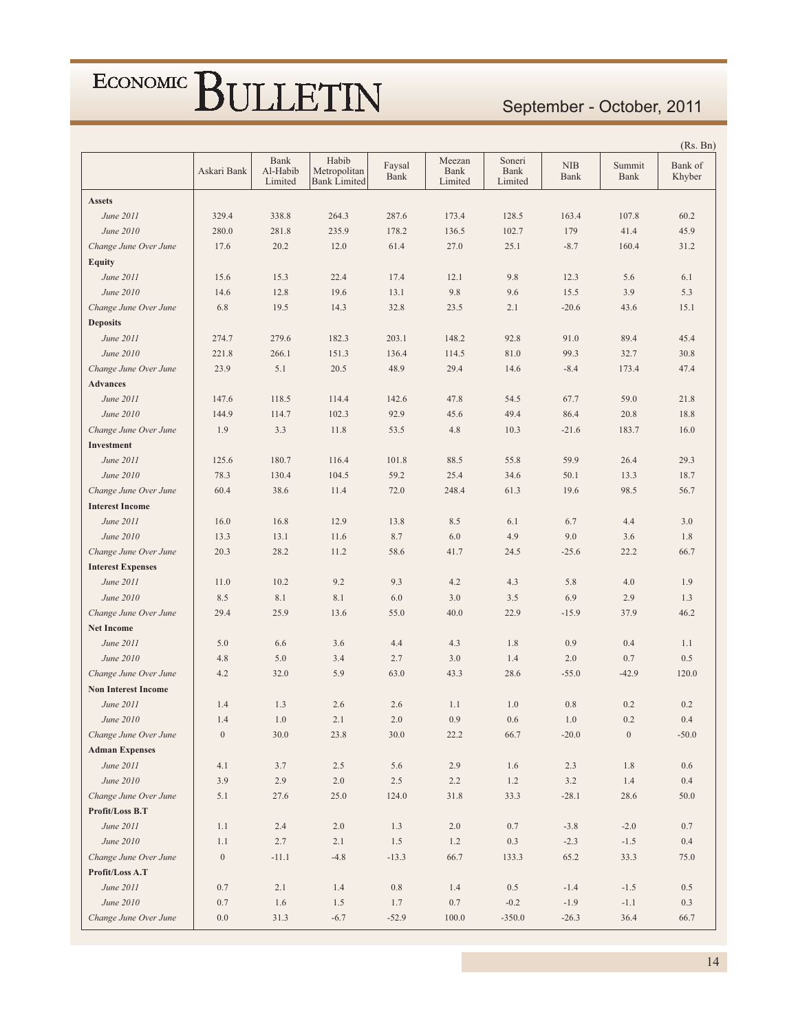(Rs. Bn)

| | Askari Bank | Bank Al-Habib Limited | Habib Metropolitan Bank Limited | Faysal Bank | Meezan Bank Limited | Soneri Bank Limited | NIB Bank | Summit Bank | Bank of Khyber |
|---|---|---|---|---|---|---|---|---|---|
| **Assets** | | | | | | | | | |
| *June 2011* | 329.4 | 338.8 | 264.3 | 287.6 | 173.4 | 128.5 | 163.4 | 107.8 | 60.2 |
| *June 2010* | 280.0 | 281.8 | 235.9 | 178.2 | 136.5 | 102.7 | 179 | 41.4 | 45.9 |
| *Change June Over June* | 17.6 | 20.2 | 12.0 | 61.4 | 27.0 | 25.1 | -8.7 | 160.4 | 31.2 |
| **Equity** | | | | | | | | | |
| *June 2011* | 15.6 | 15.3 | 22.4 | 17.4 | 12.1 | 9.8 | 12.3 | 5.6 | 6.1 |
| *June 2010* | 14.6 | 12.8 | 19.6 | 13.1 | 9.8 | 9.6 | 15.5 | 3.9 | 5.3 |
| *Change June Over June* | 6.8 | 19.5 | 14.3 | 32.8 | 23.5 | 2.1 | -20.6 | 43.6 | 15.1 |
| **Deposits** | | | | | | | | | |
| *June 2011* | 274.7 | 279.6 | 182.3 | 203.1 | 148.2 | 92.8 | 91.0 | 89.4 | 45.4 |
| *June 2010* | 221.8 | 266.1 | 151.3 | 136.4 | 114.5 | 81.0 | 99.3 | 32.7 | 30.8 |
| *Change June Over June* | 23.9 | 5.1 | 20.5 | 48.9 | 29.4 | 14.6 | -8.4 | 173.4 | 47.4 |
| **Advances** | | | | | | | | | |
| *June 2011* | 147.6 | 118.5 | 114.4 | 142.6 | 47.8 | 54.5 | 67.7 | 59.0 | 21.8 |
| *June 2010* | 144.9 | 114.7 | 102.3 | 92.9 | 45.6 | 49.4 | 86.4 | 20.8 | 18.8 |
| *Change June Over June* | 1.9 | 3.3 | 11.8 | 53.5 | 4.8 | 10.3 | -21.6 | 183.7 | 16.0 |
| **Investment** | | | | | | | | | |
| *June 2011* | 125.6 | 180.7 | 116.4 | 101.8 | 88.5 | 55.8 | 59.9 | 26.4 | 29.3 |
| *June 2010* | 78.3 | 130.4 | 104.5 | 59.2 | 25.4 | 34.6 | 50.1 | 13.3 | 18.7 |
| *Change June Over June* | 60.4 | 38.6 | 11.4 | 72.0 | 248.4 | 61.3 | 19.6 | 98.5 | 56.7 |
| **Interest Income** | | | | | | | | | |
| *June 2011* | 16.0 | 16.8 | 12.9 | 13.8 | 8.5 | 6.1 | 6.7 | 4.4 | 3.0 |
| *June 2010* | 13.3 | 13.1 | 11.6 | 8.7 | 6.0 | 4.9 | 9.0 | 3.6 | 1.8 |
| *Change June Over June* | 20.3 | 28.2 | 11.2 | 58.6 | 41.7 | 24.5 | -25.6 | 22.2 | 66.7 |
| **Interest Expenses** | | | | | | | | | |
| *June 2011* | 11.0 | 10.2 | 9.2 | 9.3 | 4.2 | 4.3 | 5.8 | 4.0 | 1.9 |
| *June 2010* | 8.5 | 8.1 | 8.1 | 6.0 | 3.0 | 3.5 | 6.9 | 2.9 | 1.3 |
| *Change June Over June* | 29.4 | 25.9 | 13.6 | 55.0 | 40.0 | 22.9 | -15.9 | 37.9 | 46.2 |
| **Net Income** | | | | | | | | | |
| *June 2011* | 5.0 | 6.6 | 3.6 | 4.4 | 4.3 | 1.8 | 0.9 | 0.4 | 1.1 |
| *June 2010* | 4.8 | 5.0 | 3.4 | 2.7 | 3.0 | 1.4 | 2.0 | 0.7 | 0.5 |
| *Change June Over June* | 4.2 | 32.0 | 5.9 | 63.0 | 43.3 | 28.6 | -55.0 | -42.9 | 120.0 |
| **Non Interest Income** | | | | | | | | | |
| *June 2011* | 1.4 | 1.3 | 2.6 | 2.6 | 1.1 | 1.0 | 0.8 | 0.2 | 0.2 |
| *June 2010* | 1.4 | 1.0 | 2.1 | 2.0 | 0.9 | 0.6 | 1.0 | 0.2 | 0.4 |
| *Change June Over June* | 0 | 30.0 | 23.8 | 30.0 | 22.2 | 66.7 | -20.0 | 0 | -50.0 |
| **Adman Expenses** | | | | | | | | | |
| *June 2011* | 4.1 | 3.7 | 2.5 | 5.6 | 2.9 | 1.6 | 2.3 | 1.8 | 0.6 |
| *June 2010* | 3.9 | 2.9 | 2.0 | 2.5 | 2.2 | 1.2 | 3.2 | 1.4 | 0.4 |
| *Change June Over June* | 5.1 | 27.6 | 25.0 | 124.0 | 31.8 | 33.3 | -28.1 | 28.6 | 50.0 |
| **Profit/Loss B.T** | | | | | | | | | |
| *June 2011* | 1.1 | 2.4 | 2.0 | 1.3 | 2.0 | 0.7 | -3.8 | -2.0 | 0.7 |
| *June 2010* | 1.1 | 2.7 | 2.1 | 1.5 | 1.2 | 0.3 | -2.3 | -1.5 | 0.4 |
| *Change June Over June* | 0 | -11.1 | -4.8 | -13.3 | 66.7 | 133.3 | 65.2 | 33.3 | 75.0 |
| **Profit/Loss A.T** | | | | | | | | | |
| *June 2011* | 0.7 | 2.1 | 1.4 | 0.8 | 1.4 | 0.5 | -1.4 | -1.5 | 0.5 |
| *June 2010* | 0.7 | 1.6 | 1.5 | 1.7 | 0.7 | -0.2 | -1.9 | -1.1 | 0.3 |
| *Change June Over June* | 0.0 | 31.3 | -6.7 | -52.9 | 100.0 | -350.0 | -26.3 | 36.4 | 66.7 |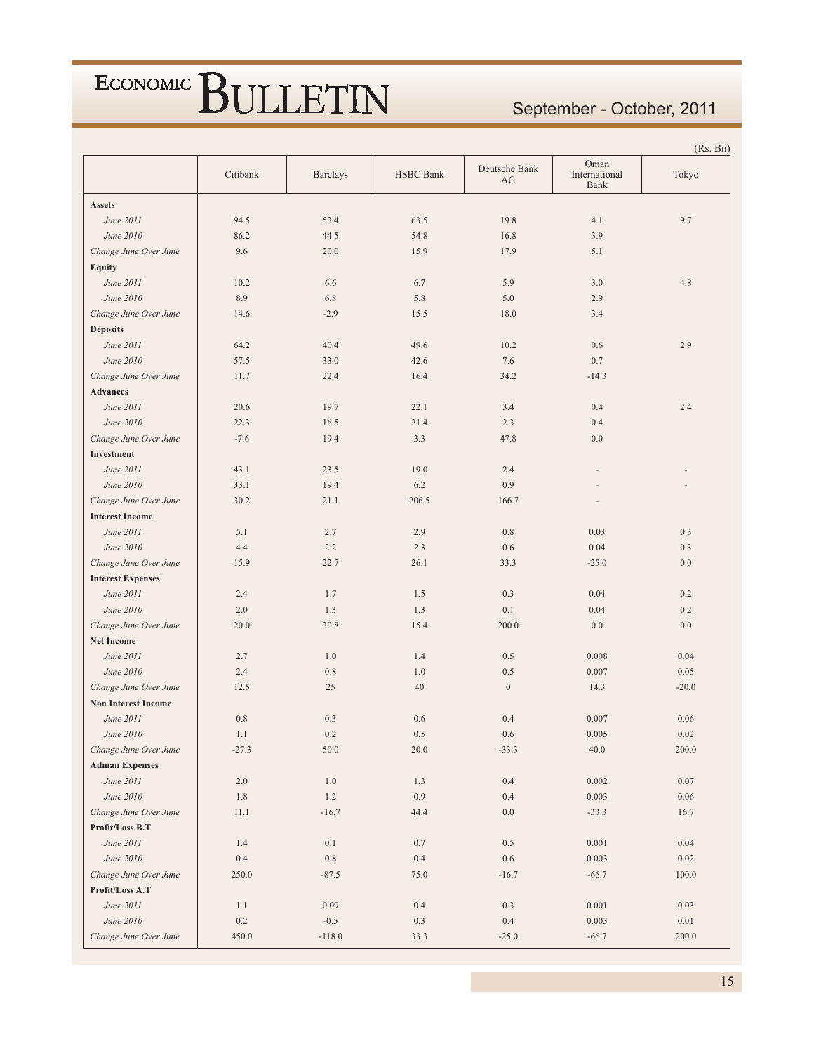(Rs. Bn)

| | Citibank | Barclays | HSBC Bank | Deutsche Bank AG | Oman International Bank | Tokyo |
|---|---|---|---|---|---|---|
| **Assets** | | | | | | |
| *June 2011* | 94.5 | 53.4 | 63.5 | 19.8 | 4.1 | 9.7 |
| *June 2010* | 86.2 | 44.5 | 54.8 | 16.8 | 3.9 | |
| *Change June Over June* | 9.6 | 20.0 | 15.9 | 17.9 | 5.1 | |
| **Equity** | | | | | | |
| *June 2011* | 10.2 | 6.6 | 6.7 | 5.9 | 3.0 | 4.8 |
| *June 2010* | 8.9 | 6.8 | 5.8 | 5.0 | 2.9 | |
| *Change June Over June* | 14.6 | -2.9 | 15.5 | 18.0 | 3.4 | |
| **Deposits** | | | | | | |
| *June 2011* | 64.2 | 40.4 | 49.6 | 10.2 | 0.6 | 2.9 |
| *June 2010* | 57.5 | 33.0 | 42.6 | 7.6 | 0.7 | |
| *Change June Over June* | 11.7 | 22.4 | 16.4 | 34.2 | -14.3 | |
| **Advances** | | | | | | |
| *June 2011* | 20.6 | 19.7 | 22.1 | 3.4 | 0.4 | 2.4 |
| *June 2010* | 22.3 | 16.5 | 21.4 | 2.3 | 0.4 | |
| *Change June Over June* | -7.6 | 19.4 | 3.3 | 47.8 | 0.0 | |
| **Investment** | | | | | | |
| *June 2011* | 43.1 | 23.5 | 19.0 | 2.4 | - | - |
| *June 2010* | 33.1 | 19.4 | 6.2 | 0.9 | - | - |
| *Change June Over June* | 30.2 | 21.1 | 206.5 | 166.7 | - | |
| **Interest Income** | | | | | | |
| *June 2011* | 5.1 | 2.7 | 2.9 | 0.8 | 0.03 | 0.3 |
| *June 2010* | 4.4 | 2.2 | 2.3 | 0.6 | 0.04 | 0.3 |
| *Change June Over June* | 15.9 | 22.7 | 26.1 | 33.3 | -25.0 | 0.0 |
| **Interest Expenses** | | | | | | |
| *June 2011* | 2.4 | 1.7 | 1.5 | 0.3 | 0.04 | 0.2 |
| *June 2010* | 2.0 | 1.3 | 1.3 | 0.1 | 0.04 | 0.2 |
| *Change June Over June* | 20.0 | 30.8 | 15.4 | 200.0 | 0.0 | 0.0 |
| **Net Income** | | | | | | |
| *June 2011* | 2.7 | 1.0 | 1.4 | 0.5 | 0.008 | 0.04 |
| *June 2010* | 2.4 | 0.8 | 1.0 | 0.5 | 0.007 | 0.05 |
| *Change June Over June* | 12.5 | 25 | 40 | 0 | 14.3 | -20.0 |
| **Non Interest Income** | | | | | | |
| *June 2011* | 0.8 | 0.3 | 0.6 | 0.4 | 0.007 | 0.06 |
| *June 2010* | 1.1 | 0.2 | 0.5 | 0.6 | 0.005 | 0.02 |
| *Change June Over June* | -27.3 | 50.0 | 20.0 | -33.3 | 40.0 | 200.0 |
| **Adman Expenses** | | | | | | |
| *June 2011* | 2.0 | 1.0 | 1.3 | 0.4 | 0.002 | 0.07 |
| *June 2010* | 1.8 | 1.2 | 0.9 | 0.4 | 0.003 | 0.06 |
| *Change June Over June* | 11.1 | -16.7 | 44.4 | 0.0 | -33.3 | 16.7 |
| **Profit/Loss B.T** | | | | | | |
| *June 2011* | 1.4 | 0.1 | 0.7 | 0.5 | 0.001 | 0.04 |
| *June 2010* | 0.4 | 0.8 | 0.4 | 0.6 | 0.003 | 0.02 |
| *Change June Over June* | 250.0 | -87.5 | 75.0 | -16.7 | -66.7 | 100.0 |
| **Profit/Loss A.T** | | | | | | |
| *June 2011* | 1.1 | 0.09 | 0.4 | 0.3 | 0.001 | 0.03 |
| *June 2010* | 0.2 | -0.5 | 0.3 | 0.4 | 0.003 | 0.01 |
| *Change June Over June* | 450.0 | -118.0 | 33.3 | -25.0 | -66.7 | 200.0 |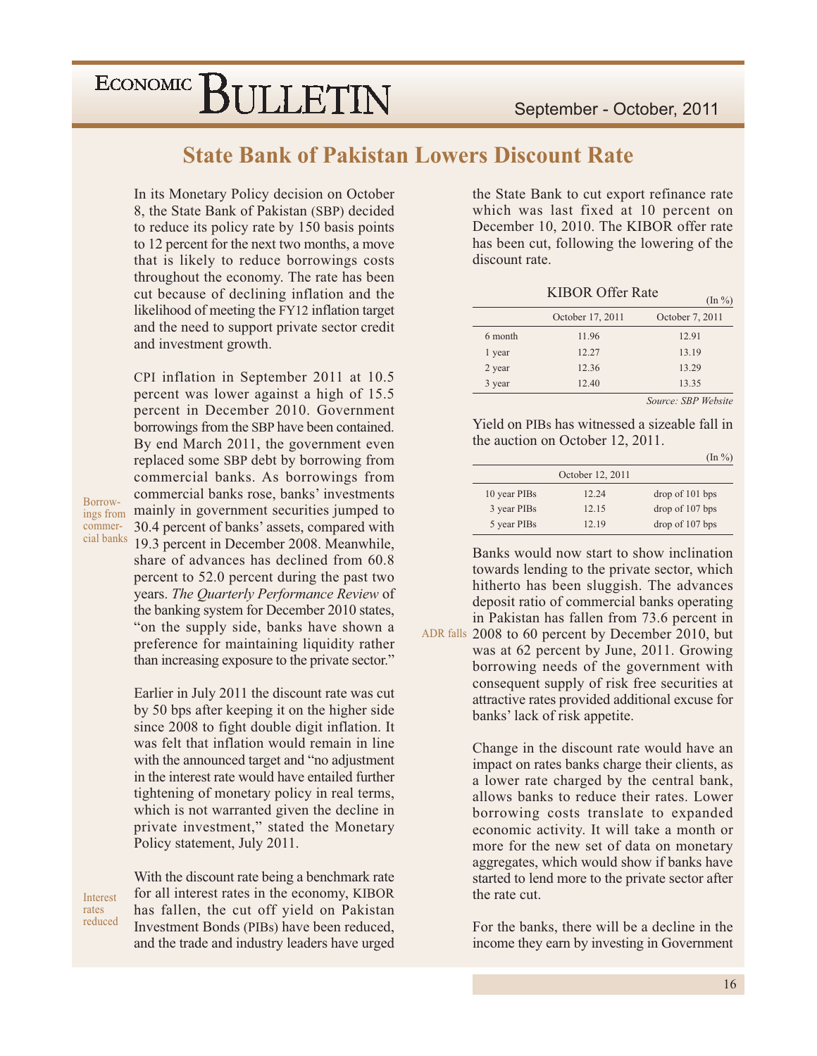# State Bank of Pakistan Lowers Discount Rate

In its Monetary Policy decision on October 8, the State Bank of Pakistan (SBP) decided to reduce its policy rate by 150 basis points to 12 percent for the next two months, a move that is likely to reduce borrowings costs throughout the economy. The rate has been cut because of declining inflation and the likelihood of meeting the FY12 inflation target and the need to support private sector credit and investment growth.

CPI inflation in September 2011 at 10.5 percent was lower against a high of 15.5 percent in December 2010. Government borrowings from the SBP have been contained. By end March 2011, the government even replaced some SBP debt by borrowing from commercial banks. As borrowings from commercial banks rose, banks' investments mainly in government securities jumped to 30.4 percent of banks' assets, compared with 19.3 percent in December 2008. Meanwhile, share of advances has declined from 60.8 percent to 52.0 percent during the past two years. *The Quarterly Performance Review* of the banking system for December 2010 states, "on the supply side, banks have shown a preference for maintaining liquidity rather than increasing exposure to the private sector."

Borrowings from commercial banks

Earlier in July 2011 the discount rate was cut by 50 bps after keeping it on the higher side since 2008 to fight double digit inflation. It was felt that inflation would remain in line with the announced target and "no adjustment in the interest rate would have entailed further tightening of monetary policy in real terms, which is not warranted given the decline in private investment," stated the Monetary Policy statement, July 2011.

Interest rates reduced

With the discount rate being a benchmark rate for all interest rates in the economy, KIBOR has fallen, the cut off yield on Pakistan Investment Bonds (PIBs) have been reduced, and the trade and industry leaders have urged the State Bank to cut export refinance rate which was last fixed at 10 percent on December 10, 2010. The KIBOR offer rate has been cut, following the lowering of the discount rate.

**KIBOR Offer Rate** (In %)

| | October 17, 2011 | October 7, 2011 |
|---|---|---|
| 6 month | 11.96 | 12.91 |
| 1 year | 12.27 | 13.19 |
| 2 year | 12.36 | 13.29 |
| 3 year | 12.40 | 13.35 |

*Source: SBP Website*

Yield on PIBs has witnessed a sizeable fall in the auction on October 12, 2011.

(In %)

| | October 12, 2011 | |
|---|---|---|
| 10 year PIBs | 12.24 | drop of 101 bps |
| 3 year PIBs | 12.15 | drop of 107 bps |
| 5 year PIBs | 12.19 | drop of 107 bps |

ADR falls

Banks would now start to show inclination towards lending to the private sector, which hitherto has been sluggish. The advances deposit ratio of commercial banks operating in Pakistan has fallen from 73.6 percent in 2008 to 60 percent by December 2010, but was at 62 percent by June, 2011. Growing borrowing needs of the government with consequent supply of risk free securities at attractive rates provided additional excuse for banks' lack of risk appetite.

Change in the discount rate would have an impact on rates banks charge their clients, as a lower rate charged by the central bank, allows banks to reduce their rates. Lower borrowing costs translate to expanded economic activity. It will take a month or more for the new set of data on monetary aggregates, which would show if banks have started to lend more to the private sector after the rate cut.

For the banks, there will be a decline in the income they earn by investing in Government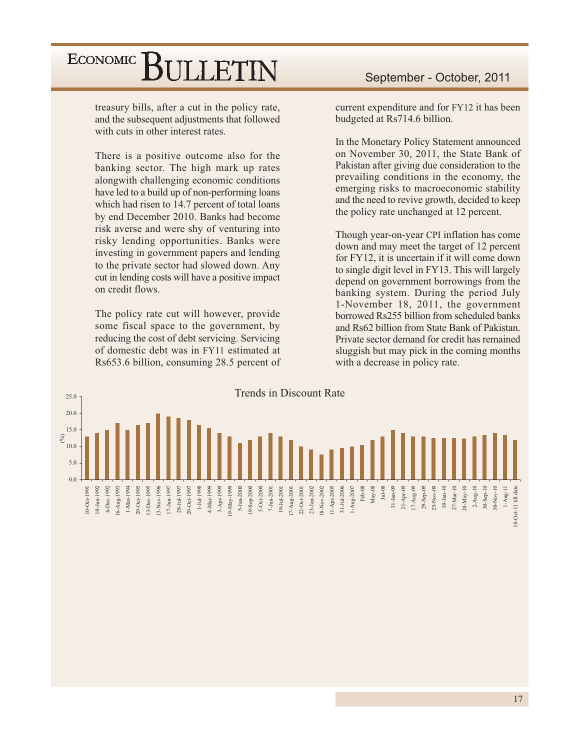treasury bills, after a cut in the policy rate, and the subsequent adjustments that followed with cuts in other interest rates.

There is a positive outcome also for the banking sector. The high mark up rates alongwith challenging economic conditions have led to a build up of non-performing loans which had risen to 14.7 percent of total loans by end December 2010. Banks had become risk averse and were shy of venturing into risky lending opportunities. Banks were investing in government papers and lending to the private sector had slowed down. Any cut in lending costs will have a positive impact on credit flows.

The policy rate cut will however, provide some fiscal space to the government, by reducing the cost of debt servicing. Servicing of domestic debt was in FY11 estimated at Rs653.6 billion, consuming 28.5 percent of current expenditure and for FY12 it has been budgeted at Rs714.6 billion.

In the Monetary Policy Statement announced on November 30, 2011, the State Bank of Pakistan after giving due consideration to the prevailing conditions in the economy, the emerging risks to macroeconomic stability and the need to revive growth, decided to keep the policy rate unchanged at 12 percent.

Though year-on-year CPI inflation has come down and may meet the target of 12 percent for FY12, it is uncertain if it will come down to single digit level in FY13. This will largely depend on government borrowings from the banking system. During the period July 1-November 18, 2011, the government borrowed Rs255 billion from scheduled banks and Rs62 billion from State Bank of Pakistan. Private sector demand for credit has remained sluggish but may pick in the coming months with a decrease in policy rate.

Trends in Discount Rate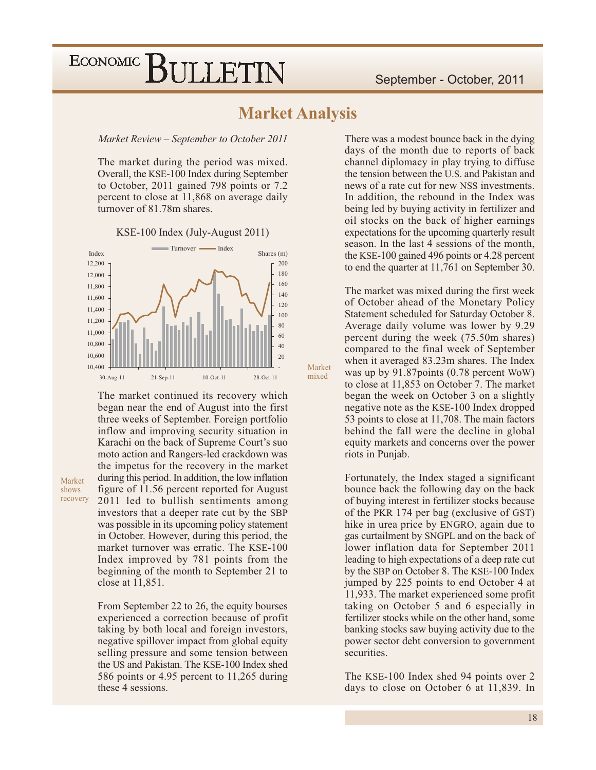# Market Analysis

*Market Review – September to October 2011*

The market during the period was mixed. Overall, the KSE-100 Index during September to October, 2011 gained 798 points or 7.2 percent to close at 11,868 on average daily turnover of 81.78m shares.

KSE-100 Index (July-August 2011)

Market shows recovery

The market continued its recovery which began near the end of August into the first three weeks of September. Foreign portfolio inflow and improving security situation in Karachi on the back of Supreme Court's suo moto action and Rangers-led crackdown was the impetus for the recovery in the market during this period. In addition, the low inflation figure of 11.56 percent reported for August 2011 led to bullish sentiments among investors that a deeper rate cut by the SBP was possible in its upcoming policy statement in October. However, during this period, the market turnover was erratic. The KSE-100 Index improved by 781 points from the beginning of the month to September 21 to close at 11,851.

From September 22 to 26, the equity bourses experienced a correction because of profit taking by both local and foreign investors, negative spillover impact from global equity selling pressure and some tension between the US and Pakistan. The KSE-100 Index shed 586 points or 4.95 percent to 11,265 during these 4 sessions.

There was a modest bounce back in the dying days of the month due to reports of back channel diplomacy in play trying to diffuse the tension between the U.S. and Pakistan and news of a rate cut for new NSS investments. In addition, the rebound in the Index was being led by buying activity in fertilizer and oil stocks on the back of higher earnings expectations for the upcoming quarterly result season. In the last 4 sessions of the month, the KSE-100 gained 496 points or 4.28 percent to end the quarter at 11,761 on September 30.

Market mixed

The market was mixed during the first week of October ahead of the Monetary Policy Statement scheduled for Saturday October 8. Average daily volume was lower by 9.29 percent during the week (75.50m shares) compared to the final week of September when it averaged 83.23m shares. The Index was up by 91.87points (0.78 percent WoW) to close at 11,853 on October 7. The market began the week on October 3 on a slightly negative note as the KSE-100 Index dropped 53 points to close at 11,708. The main factors behind the fall were the decline in global equity markets and concerns over the power riots in Punjab.

Fortunately, the Index staged a significant bounce back the following day on the back of buying interest in fertilizer stocks because of the PKR 174 per bag (exclusive of GST) hike in urea price by ENGRO, again due to gas curtailment by SNGPL and on the back of lower inflation data for September 2011 leading to high expectations of a deep rate cut by the SBP on October 8. The KSE-100 Index jumped by 225 points to end October 4 at 11,933. The market experienced some profit taking on October 5 and 6 especially in fertilizer stocks while on the other hand, some banking stocks saw buying activity due to the power sector debt conversion to government securities.

The KSE-100 Index shed 94 points over 2 days to close on October 6 at 11,839. In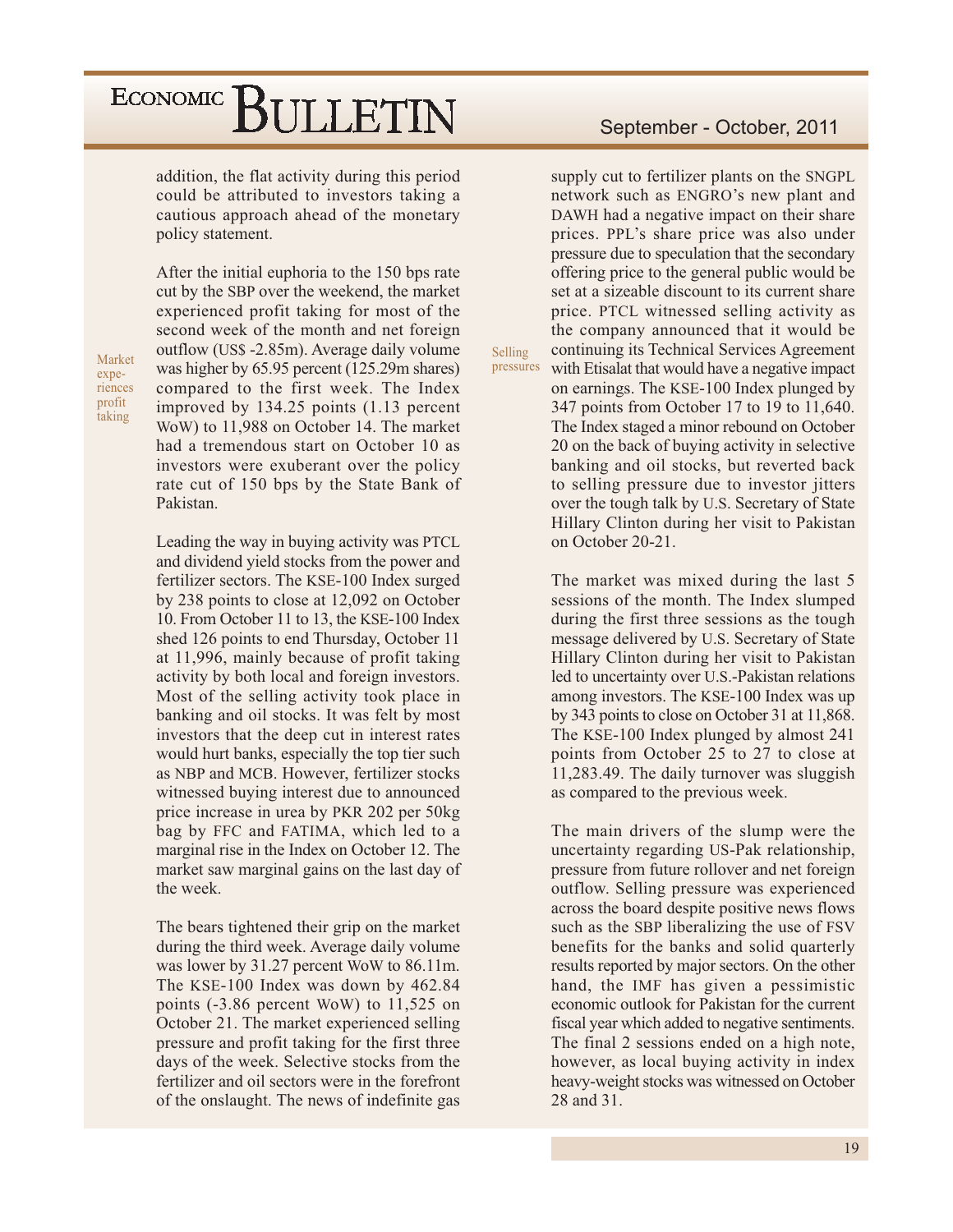addition, the flat activity during this period could be attributed to investors taking a cautious approach ahead of the monetary policy statement.

Market experiences profit taking

After the initial euphoria to the 150 bps rate cut by the SBP over the weekend, the market experienced profit taking for most of the second week of the month and net foreign outflow (US$ -2.85m). Average daily volume was higher by 65.95 percent (125.29m shares) compared to the first week. The Index improved by 134.25 points (1.13 percent WoW) to 11,988 on October 14. The market had a tremendous start on October 10 as investors were exuberant over the policy rate cut of 150 bps by the State Bank of Pakistan.

Leading the way in buying activity was PTCL and dividend yield stocks from the power and fertilizer sectors. The KSE-100 Index surged by 238 points to close at 12,092 on October 10. From October 11 to 13, the KSE-100 Index shed 126 points to end Thursday, October 11 at 11,996, mainly because of profit taking activity by both local and foreign investors. Most of the selling activity took place in banking and oil stocks. It was felt by most investors that the deep cut in interest rates would hurt banks, especially the top tier such as NBP and MCB. However, fertilizer stocks witnessed buying interest due to announced price increase in urea by PKR 202 per 50kg bag by FFC and FATIMA, which led to a marginal rise in the Index on October 12. The market saw marginal gains on the last day of the week.

The bears tightened their grip on the market during the third week. Average daily volume was lower by 31.27 percent WoW to 86.11m. The KSE-100 Index was down by 462.84 points (-3.86 percent WoW) to 11,525 on October 21. The market experienced selling pressure and profit taking for the first three days of the week. Selective stocks from the fertilizer and oil sectors were in the forefront of the onslaught. The news of indefinite gas supply cut to fertilizer plants on the SNGPL network such as ENGRO's new plant and DAWH had a negative impact on their share prices. PPL's share price was also under pressure due to speculation that the secondary offering price to the general public would be set at a sizeable discount to its current share price. PTCL witnessed selling activity as the company announced that it would be continuing its Technical Services Agreement with Etisalat that would have a negative impact on earnings. The KSE-100 Index plunged by 347 points from October 17 to 19 to 11,640. The Index staged a minor rebound on October 20 on the back of buying activity in selective banking and oil stocks, but reverted back to selling pressure due to investor jitters over the tough talk by U.S. Secretary of State Hillary Clinton during her visit to Pakistan on October 20-21.

Selling pressures

The market was mixed during the last 5 sessions of the month. The Index slumped during the first three sessions as the tough message delivered by U.S. Secretary of State Hillary Clinton during her visit to Pakistan led to uncertainty over U.S.-Pakistan relations among investors. The KSE-100 Index was up by 343 points to close on October 31 at 11,868. The KSE-100 Index plunged by almost 241 points from October 25 to 27 to close at 11,283.49. The daily turnover was sluggish as compared to the previous week.

The main drivers of the slump were the uncertainty regarding US-Pak relationship, pressure from future rollover and net foreign outflow. Selling pressure was experienced across the board despite positive news flows such as the SBP liberalizing the use of FSV benefits for the banks and solid quarterly results reported by major sectors. On the other hand, the IMF has given a pessimistic economic outlook for Pakistan for the current fiscal year which added to negative sentiments. The final 2 sessions ended on a high note, however, as local buying activity in index heavy-weight stocks was witnessed on October 28 and 31.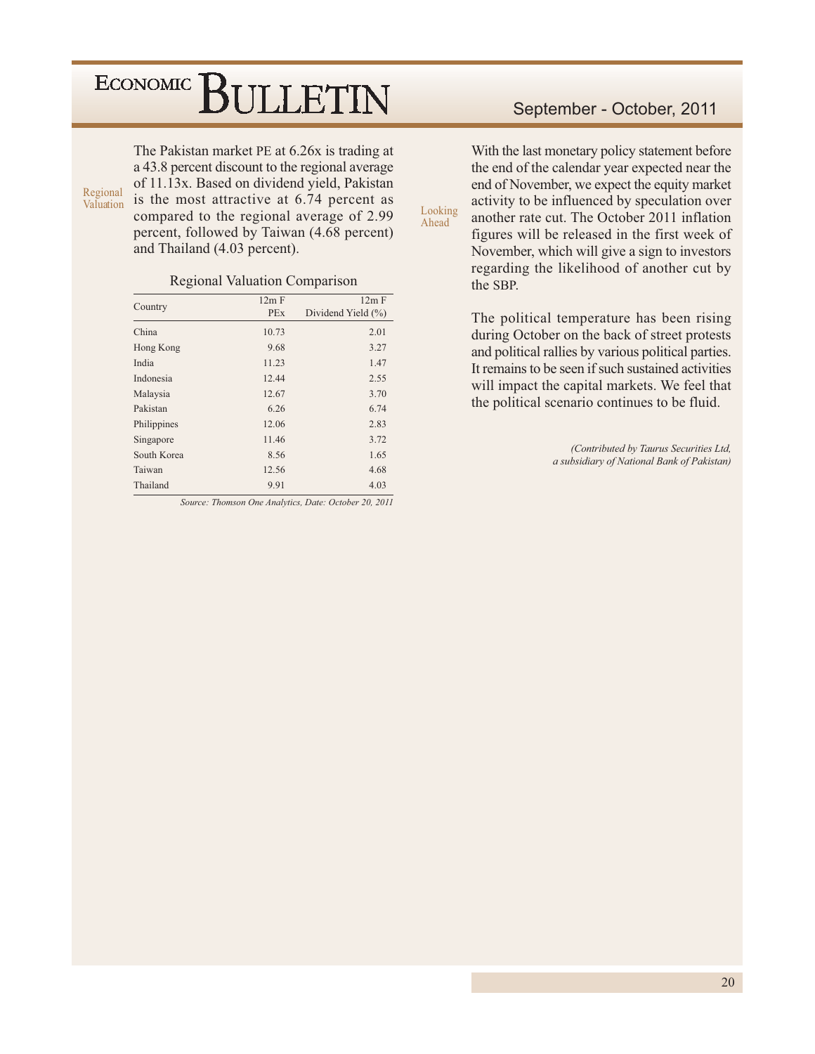### Regional Valuation

The Pakistan market PE at 6.26x is trading at a 43.8 percent discount to the regional average of 11.13x. Based on dividend yield, Pakistan is the most attractive at 6.74 percent as compared to the regional average of 2.99 percent, followed by Taiwan (4.68 percent) and Thailand (4.03 percent).

Regional Valuation Comparison

| Country | 12m F PEx | 12m F Dividend Yield (%) |
|---|---|---|
| China | 10.73 | 2.01 |
| Hong Kong | 9.68 | 3.27 |
| India | 11.23 | 1.47 |
| Indonesia | 12.44 | 2.55 |
| Malaysia | 12.67 | 3.70 |
| Pakistan | 6.26 | 6.74 |
| Philippines | 12.06 | 2.83 |
| Singapore | 11.46 | 3.72 |
| South Korea | 8.56 | 1.65 |
| Taiwan | 12.56 | 4.68 |
| Thailand | 9.91 | 4.03 |

*Source: Thomson One Analytics, Date: October 20, 2011*

### Looking Ahead

With the last monetary policy statement before the end of the calendar year expected near the end of November, we expect the equity market activity to be influenced by speculation over another rate cut. The October 2011 inflation figures will be released in the first week of November, which will give a sign to investors regarding the likelihood of another cut by the SBP.

The political temperature has been rising during October on the back of street protests and political rallies by various political parties. It remains to be seen if such sustained activities will impact the capital markets. We feel that the political scenario continues to be fluid.

*(Contributed by Taurus Securities Ltd, a subsidiary of National Bank of Pakistan)*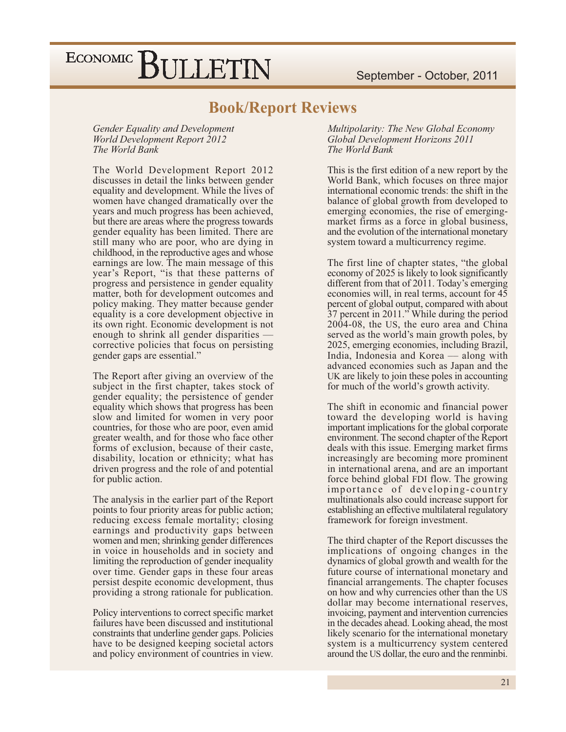## Book/Report Reviews

*Gender Equality and Development*
*World Development Report 2012*
*The World Bank*

The World Development Report 2012 discusses in detail the links between gender equality and development. While the lives of women have changed dramatically over the years and much progress has been achieved, but there are areas where the progress towards gender equality has been limited. There are still many who are poor, who are dying in childhood, in the reproductive ages and whose earnings are low. The main message of this year's Report, "is that these patterns of progress and persistence in gender equality matter, both for development outcomes and policy making. They matter because gender equality is a core development objective in its own right. Economic development is not enough to shrink all gender disparities — corrective policies that focus on persisting gender gaps are essential."

The Report after giving an overview of the subject in the first chapter, takes stock of gender equality; the persistence of gender equality which shows that progress has been slow and limited for women in very poor countries, for those who are poor, even amid greater wealth, and for those who face other forms of exclusion, because of their caste, disability, location or ethnicity; what has driven progress and the role of and potential for public action.

The analysis in the earlier part of the Report points to four priority areas for public action; reducing excess female mortality; closing earnings and productivity gaps between women and men; shrinking gender differences in voice in households and in society and limiting the reproduction of gender inequality over time. Gender gaps in these four areas persist despite economic development, thus providing a strong rationale for publication.

Policy interventions to correct specific market failures have been discussed and institutional constraints that underline gender gaps. Policies have to be designed keeping societal actors and policy environment of countries in view.

*Multipolarity: The New Global Economy*
*Global Development Horizons 2011*
*The World Bank*

This is the first edition of a new report by the World Bank, which focuses on three major international economic trends: the shift in the balance of global growth from developed to emerging economies, the rise of emerging-market firms as a force in global business, and the evolution of the international monetary system toward a multicurrency regime.

The first line of chapter states, "the global economy of 2025 is likely to look significantly different from that of 2011. Today's emerging economies will, in real terms, account for 45 percent of global output, compared with about 37 percent in 2011." While during the period 2004-08, the US, the euro area and China served as the world's main growth poles, by 2025, emerging economies, including Brazil, India, Indonesia and Korea — along with advanced economies such as Japan and the UK are likely to join these poles in accounting for much of the world's growth activity.

The shift in economic and financial power toward the developing world is having important implications for the global corporate environment. The second chapter of the Report deals with this issue. Emerging market firms increasingly are becoming more prominent in international arena, and are an important force behind global FDI flow. The growing importance of developing-country multinationals also could increase support for establishing an effective multilateral regulatory framework for foreign investment.

The third chapter of the Report discusses the implications of ongoing changes in the dynamics of global growth and wealth for the future course of international monetary and financial arrangements. The chapter focuses on how and why currencies other than the US dollar may become international reserves, invoicing, payment and intervention currencies in the decades ahead. Looking ahead, the most likely scenario for the international monetary system is a multicurrency system centered around the US dollar, the euro and the renminbi.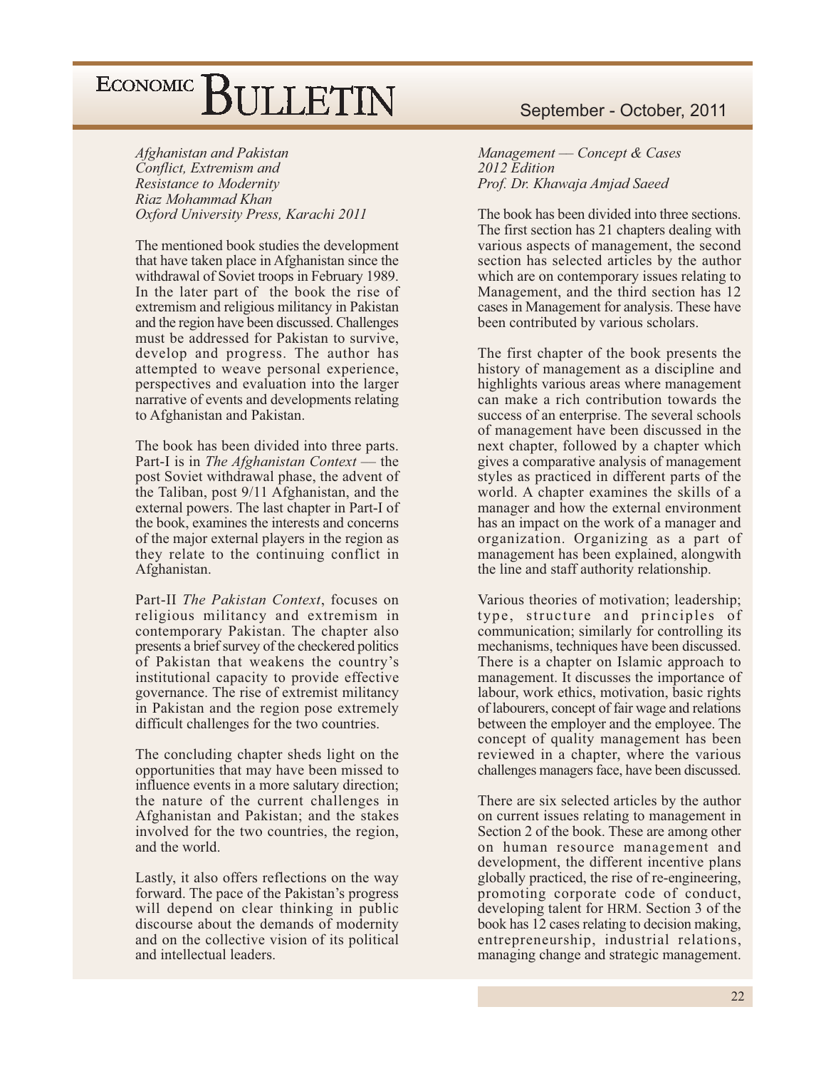*Afghanistan and Pakistan*
*Conflict, Extremism and*
*Resistance to Modernity*
*Riaz Mohammad Khan*
*Oxford University Press, Karachi 2011*

The mentioned book studies the development that have taken place in Afghanistan since the withdrawal of Soviet troops in February 1989. In the later part of the book the rise of extremism and religious militancy in Pakistan and the region have been discussed. Challenges must be addressed for Pakistan to survive, develop and progress. The author has attempted to weave personal experience, perspectives and evaluation into the larger narrative of events and developments relating to Afghanistan and Pakistan.

The book has been divided into three parts. Part-I is in *The Afghanistan Context* — the post Soviet withdrawal phase, the advent of the Taliban, post 9/11 Afghanistan, and the external powers. The last chapter in Part-I of the book, examines the interests and concerns of the major external players in the region as they relate to the continuing conflict in Afghanistan.

Part-II *The Pakistan Context*, focuses on religious militancy and extremism in contemporary Pakistan. The chapter also presents a brief survey of the checkered politics of Pakistan that weakens the country's institutional capacity to provide effective governance. The rise of extremist militancy in Pakistan and the region pose extremely difficult challenges for the two countries.

The concluding chapter sheds light on the opportunities that may have been missed to influence events in a more salutary direction; the nature of the current challenges in Afghanistan and Pakistan; and the stakes involved for the two countries, the region, and the world.

Lastly, it also offers reflections on the way forward. The pace of the Pakistan's progress will depend on clear thinking in public discourse about the demands of modernity and on the collective vision of its political and intellectual leaders.

*Management — Concept & Cases*
*2012 Edition*
*Prof. Dr. Khawaja Amjad Saeed*

The book has been divided into three sections. The first section has 21 chapters dealing with various aspects of management, the second section has selected articles by the author which are on contemporary issues relating to Management, and the third section has 12 cases in Management for analysis. These have been contributed by various scholars.

The first chapter of the book presents the history of management as a discipline and highlights various areas where management can make a rich contribution towards the success of an enterprise. The several schools of management have been discussed in the next chapter, followed by a chapter which gives a comparative analysis of management styles as practiced in different parts of the world. A chapter examines the skills of a manager and how the external environment has an impact on the work of a manager and organization. Organizing as a part of management has been explained, alongwith the line and staff authority relationship.

Various theories of motivation; leadership; type, structure and principles of communication; similarly for controlling its mechanisms, techniques have been discussed. There is a chapter on Islamic approach to management. It discusses the importance of labour, work ethics, motivation, basic rights of labourers, concept of fair wage and relations between the employer and the employee. The concept of quality management has been reviewed in a chapter, where the various challenges managers face, have been discussed.

There are six selected articles by the author on current issues relating to management in Section 2 of the book. These are among other on human resource management and development, the different incentive plans globally practiced, the rise of re-engineering, promoting corporate code of conduct, developing talent for HRM. Section 3 of the book has 12 cases relating to decision making, entrepreneurship, industrial relations, managing change and strategic management.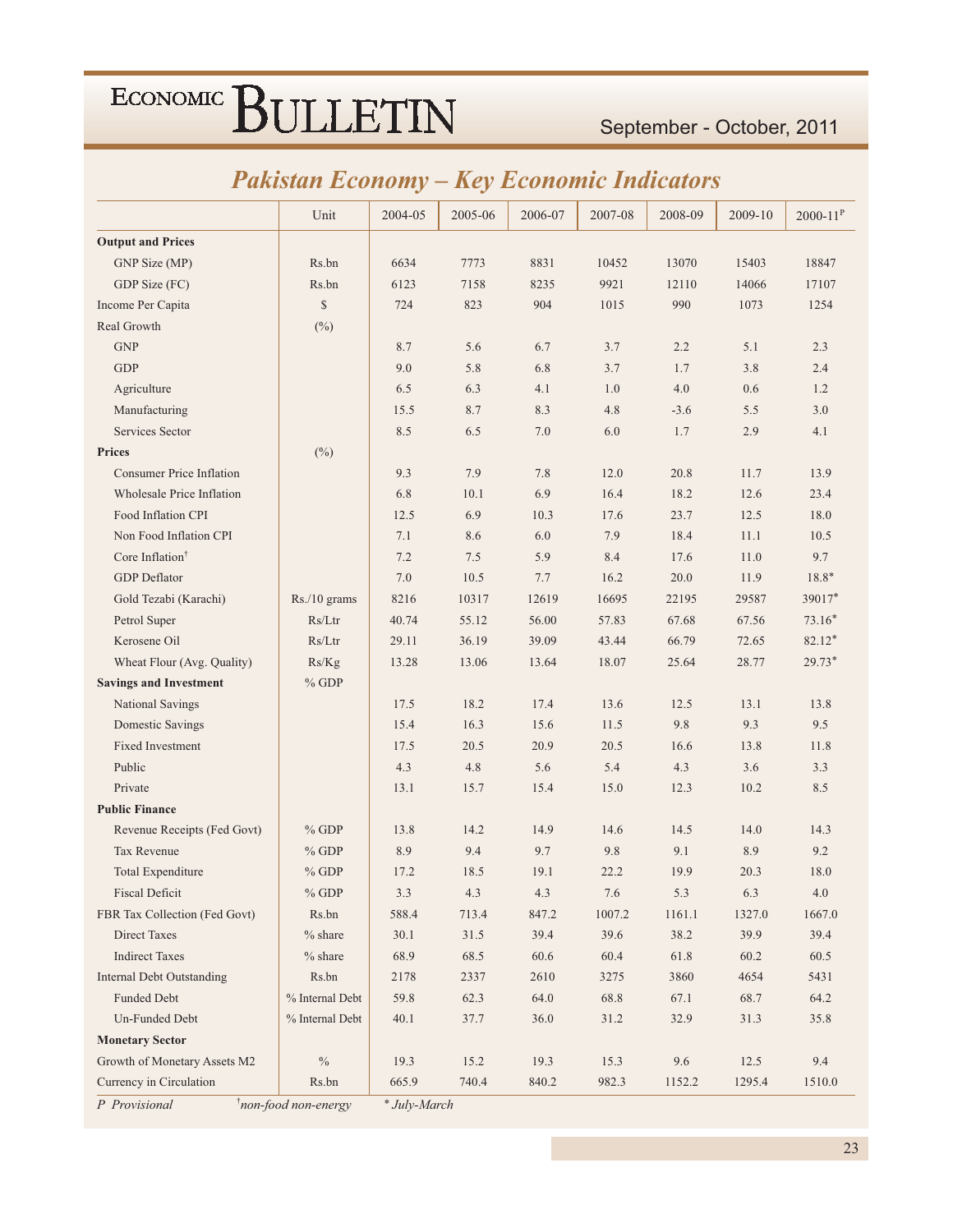## Pakistan Economy – Key Economic Indicators

| | Unit | 2004-05 | 2005-06 | 2006-07 | 2007-08 | 2008-09 | 2009-10 | 2000-11[P] |
|---|---|---|---|---|---|---|---|---|
| **Output and Prices** | | | | | | | | |
| GNP Size (MP) | Rs.bn | 6634 | 7773 | 8831 | 10452 | 13070 | 15403 | 18847 |
| GDP Size (FC) | Rs.bn | 6123 | 7158 | 8235 | 9921 | 12110 | 14066 | 17107 |
| Income Per Capita | $ | 724 | 823 | 904 | 1015 | 990 | 1073 | 1254 |
| Real Growth | (%) | | | | | | | |
| GNP | | 8.7 | 5.6 | 6.7 | 3.7 | 2.2 | 5.1 | 2.3 |
| GDP | | 9.0 | 5.8 | 6.8 | 3.7 | 1.7 | 3.8 | 2.4 |
| Agriculture | | 6.5 | 6.3 | 4.1 | 1.0 | 4.0 | 0.6 | 1.2 |
| Manufacturing | | 15.5 | 8.7 | 8.3 | 4.8 | -3.6 | 5.5 | 3.0 |
| Services Sector | | 8.5 | 6.5 | 7.0 | 6.0 | 1.7 | 2.9 | 4.1 |
| **Prices** | (%) | | | | | | | |
| Consumer Price Inflation | | 9.3 | 7.9 | 7.8 | 12.0 | 20.8 | 11.7 | 13.9 |
| Wholesale Price Inflation | | 6.8 | 10.1 | 6.9 | 16.4 | 18.2 | 12.6 | 23.4 |
| Food Inflation CPI | | 12.5 | 6.9 | 10.3 | 17.6 | 23.7 | 12.5 | 18.0 |
| Non Food Inflation CPI | | 7.1 | 8.6 | 6.0 | 7.9 | 18.4 | 11.1 | 10.5 |
| Core Inflation† | | 7.2 | 7.5 | 5.9 | 8.4 | 17.6 | 11.0 | 9.7 |
| GDP Deflator | | 7.0 | 10.5 | 7.7 | 16.2 | 20.0 | 11.9 | 18.8* |
| Gold Tezabi (Karachi) | Rs./10 grams | 8216 | 10317 | 12619 | 16695 | 22195 | 29587 | 39017* |
| Petrol Super | Rs/Ltr | 40.74 | 55.12 | 56.00 | 57.83 | 67.68 | 67.56 | 73.16* |
| Kerosene Oil | Rs/Ltr | 29.11 | 36.19 | 39.09 | 43.44 | 66.79 | 72.65 | 82.12* |
| Wheat Flour (Avg. Quality) | Rs/Kg | 13.28 | 13.06 | 13.64 | 18.07 | 25.64 | 28.77 | 29.73* |
| **Savings and Investment** | % GDP | | | | | | | |
| National Savings | | 17.5 | 18.2 | 17.4 | 13.6 | 12.5 | 13.1 | 13.8 |
| Domestic Savings | | 15.4 | 16.3 | 15.6 | 11.5 | 9.8 | 9.3 | 9.5 |
| Fixed Investment | | 17.5 | 20.5 | 20.9 | 20.5 | 16.6 | 13.8 | 11.8 |
| Public | | 4.3 | 4.8 | 5.6 | 5.4 | 4.3 | 3.6 | 3.3 |
| Private | | 13.1 | 15.7 | 15.4 | 15.0 | 12.3 | 10.2 | 8.5 |
| **Public Finance** | | | | | | | | |
| Revenue Receipts (Fed Govt) | % GDP | 13.8 | 14.2 | 14.9 | 14.6 | 14.5 | 14.0 | 14.3 |
| Tax Revenue | % GDP | 8.9 | 9.4 | 9.7 | 9.8 | 9.1 | 8.9 | 9.2 |
| Total Expenditure | % GDP | 17.2 | 18.5 | 19.1 | 22.2 | 19.9 | 20.3 | 18.0 |
| Fiscal Deficit | % GDP | 3.3 | 4.3 | 4.3 | 7.6 | 5.3 | 6.3 | 4.0 |
| FBR Tax Collection (Fed Govt) | Rs.bn | 588.4 | 713.4 | 847.2 | 1007.2 | 1161.1 | 1327.0 | 1667.0 |
| Direct Taxes | % share | 30.1 | 31.5 | 39.4 | 39.6 | 38.2 | 39.9 | 39.4 |
| Indirect Taxes | % share | 68.9 | 68.5 | 60.6 | 60.4 | 61.8 | 60.2 | 60.5 |
| Internal Debt Outstanding | Rs.bn | 2178 | 2337 | 2610 | 3275 | 3860 | 4654 | 5431 |
| Funded Debt | % Internal Debt | 59.8 | 62.3 | 64.0 | 68.8 | 67.1 | 68.7 | 64.2 |
| Un-Funded Debt | % Internal Debt | 40.1 | 37.7 | 36.0 | 31.2 | 32.9 | 31.3 | 35.8 |
| **Monetary Sector** | | | | | | | | |
| Growth of Monetary Assets M2 | % | 19.3 | 15.2 | 19.3 | 15.3 | 9.6 | 12.5 | 9.4 |
| Currency in Circulation | Rs.bn | 665.9 | 740.4 | 840.2 | 982.3 | 1152.2 | 1295.4 | 1510.0 |

*P Provisional* &nbsp;&nbsp; *†non-food non-energy* &nbsp;&nbsp; *\* July-March*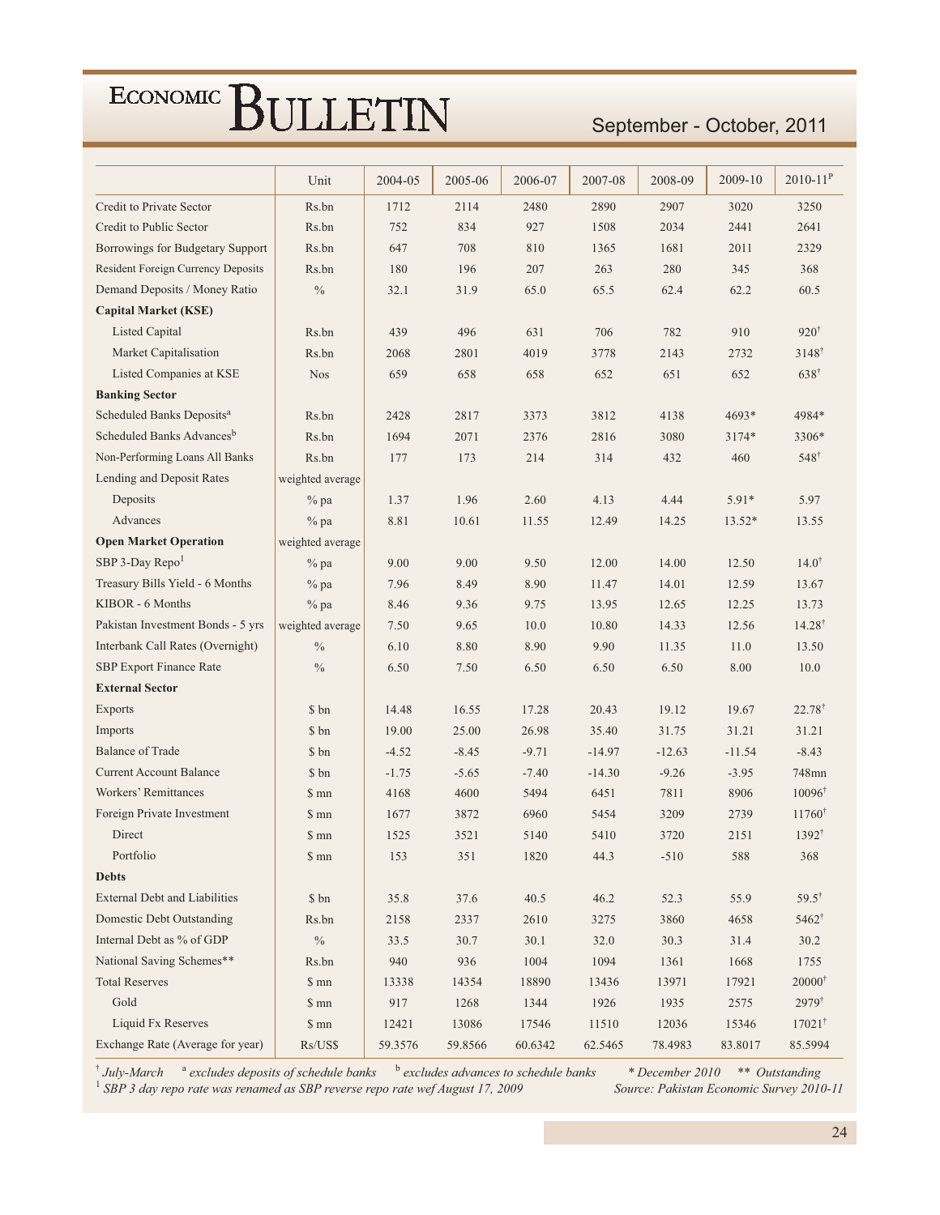| | Unit | 2004-05 | 2005-06 | 2006-07 | 2007-08 | 2008-09 | 2009-10 | 2010-11[P] |
|---|---|---|---|---|---|---|---|---|
| Credit to Private Sector | Rs.bn | 1712 | 2114 | 2480 | 2890 | 2907 | 3020 | 3250 |
| Credit to Public Sector | Rs.bn | 752 | 834 | 927 | 1508 | 2034 | 2441 | 2641 |
| Borrowings for Budgetary Support | Rs.bn | 647 | 708 | 810 | 1365 | 1681 | 2011 | 2329 |
| Resident Foreign Currency Deposits | Rs.bn | 180 | 196 | 207 | 263 | 280 | 345 | 368 |
| Demand Deposits / Money Ratio | % | 32.1 | 31.9 | 65.0 | 65.5 | 62.4 | 62.2 | 60.5 |
| **Capital Market (KSE)** | | | | | | | | |
| Listed Capital | Rs.bn | 439 | 496 | 631 | 706 | 782 | 910 | 920† |
| Market Capitalisation | Rs.bn | 2068 | 2801 | 4019 | 3778 | 2143 | 2732 | 3148† |
| Listed Companies at KSE | Nos | 659 | 658 | 658 | 652 | 651 | 652 | 638† |
| **Banking Sector** | | | | | | | | |
| Scheduled Banks Deposits[a] | Rs.bn | 2428 | 2817 | 3373 | 3812 | 4138 | 4693* | 4984* |
| Scheduled Banks Advances[b] | Rs.bn | 1694 | 2071 | 2376 | 2816 | 3080 | 3174* | 3306* |
| Non-Performing Loans All Banks | Rs.bn | 177 | 173 | 214 | 314 | 432 | 460 | 548† |
| Lending and Deposit Rates | weighted average | | | | | | | |
| Deposits | % pa | 1.37 | 1.96 | 2.60 | 4.13 | 4.44 | 5.91* | 5.97 |
| Advances | % pa | 8.81 | 10.61 | 11.55 | 12.49 | 14.25 | 13.52* | 13.55 |
| **Open Market Operation** | weighted average | | | | | | | |
| SBP 3-Day Repo[1] | % pa | 9.00 | 9.00 | 9.50 | 12.00 | 14.00 | 12.50 | 14.0† |
| Treasury Bills Yield - 6 Months | % pa | 7.96 | 8.49 | 8.90 | 11.47 | 14.01 | 12.59 | 13.67 |
| KIBOR - 6 Months | % pa | 8.46 | 9.36 | 9.75 | 13.95 | 12.65 | 12.25 | 13.73 |
| Pakistan Investment Bonds - 5 yrs | weighted average | 7.50 | 9.65 | 10.0 | 10.80 | 14.33 | 12.56 | 14.28† |
| Interbank Call Rates (Overnight) | % | 6.10 | 8.80 | 8.90 | 9.90 | 11.35 | 11.0 | 13.50 |
| SBP Export Finance Rate | % | 6.50 | 7.50 | 6.50 | 6.50 | 6.50 | 8.00 | 10.0 |
| **External Sector** | | | | | | | | |
| Exports | $ bn | 14.48 | 16.55 | 17.28 | 20.43 | 19.12 | 19.67 | 22.78† |
| Imports | $ bn | 19.00 | 25.00 | 26.98 | 35.40 | 31.75 | 31.21 | 31.21 |
| Balance of Trade | $ bn | -4.52 | -8.45 | -9.71 | -14.97 | -12.63 | -11.54 | -8.43 |
| Current Account Balance | $ bn | -1.75 | -5.65 | -7.40 | -14.30 | -9.26 | -3.95 | 748mn |
| Workers' Remittances | $ mn | 4168 | 4600 | 5494 | 6451 | 7811 | 8906 | 10096† |
| Foreign Private Investment | $ mn | 1677 | 3872 | 6960 | 5454 | 3209 | 2739 | 11760† |
| Direct | $ mn | 1525 | 3521 | 5140 | 5410 | 3720 | 2151 | 1392† |
| Portfolio | $ mn | 153 | 351 | 1820 | 44.3 | -510 | 588 | 368 |
| **Debts** | | | | | | | | |
| External Debt and Liabilities | $ bn | 35.8 | 37.6 | 40.5 | 46.2 | 52.3 | 55.9 | 59.5† |
| Domestic Debt Outstanding | Rs.bn | 2158 | 2337 | 2610 | 3275 | 3860 | 4658 | 5462† |
| Internal Debt as % of GDP | % | 33.5 | 30.7 | 30.1 | 32.0 | 30.3 | 31.4 | 30.2 |
| National Saving Schemes** | Rs.bn | 940 | 936 | 1004 | 1094 | 1361 | 1668 | 1755 |
| Total Reserves | $ mn | 13338 | 14354 | 18890 | 13436 | 13971 | 17921 | 20000† |
| Gold | $ mn | 917 | 1268 | 1344 | 1926 | 1935 | 2575 | 2979† |
| Liquid Fx Reserves | $ mn | 12421 | 13086 | 17546 | 11510 | 12036 | 15346 | 17021† |
| Exchange Rate (Average for year) | Rs/US$ | 59.3576 | 59.8566 | 60.6342 | 62.5465 | 78.4983 | 83.8017 | 85.5994 |

† *July-March* [a] *excludes deposits of schedule banks* [b] *excludes advances to schedule banks* \* *December 2010* \*\* *Outstanding*

[1] *SBP 3 day repo rate was renamed as SBP reverse repo rate wef August 17, 2009*

*Source: Pakistan Economic Survey 2010-11*